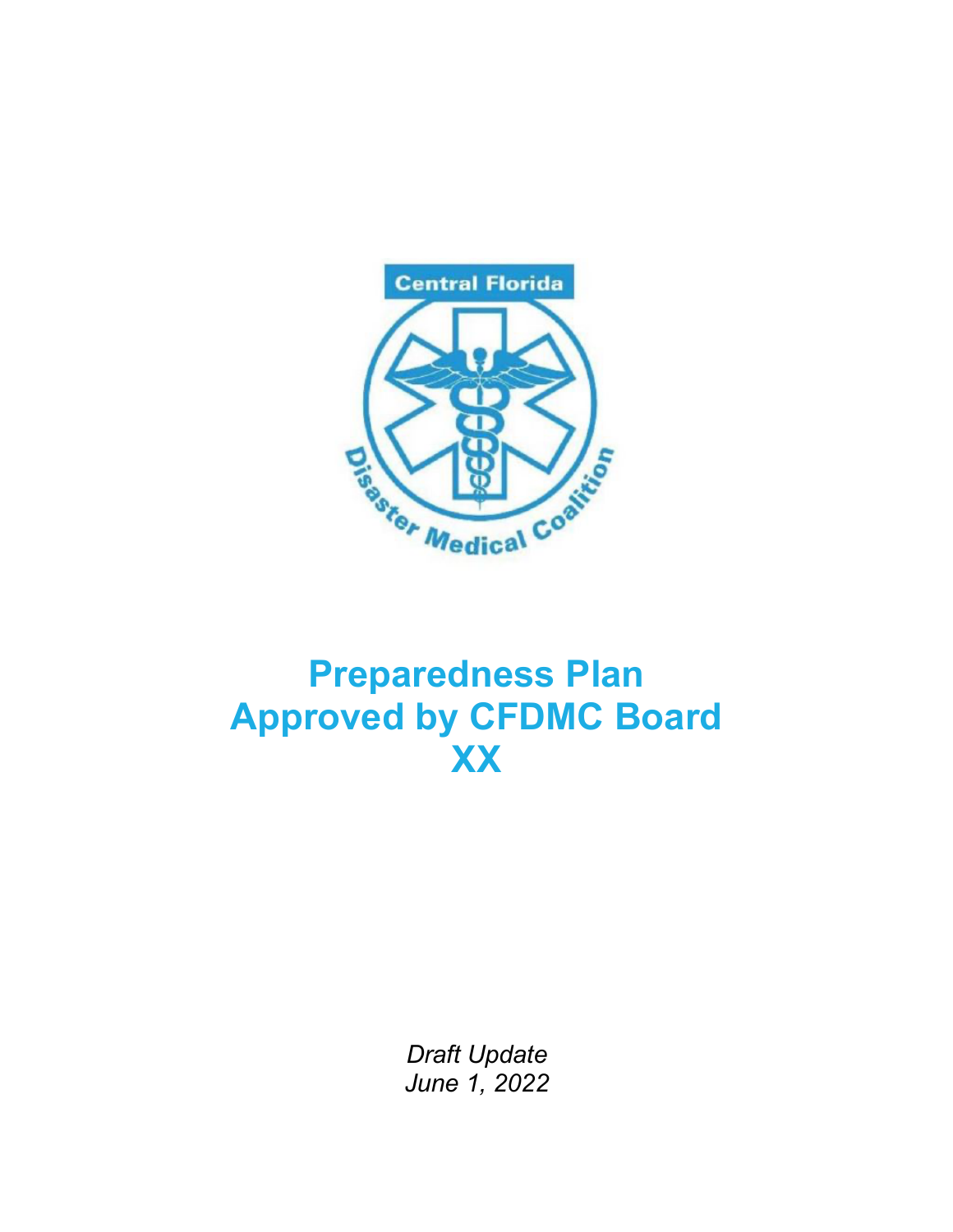# Preparedness Plan
# Approved by CFDMC Board
# XX

*Draft Update*
*June 1, 2022*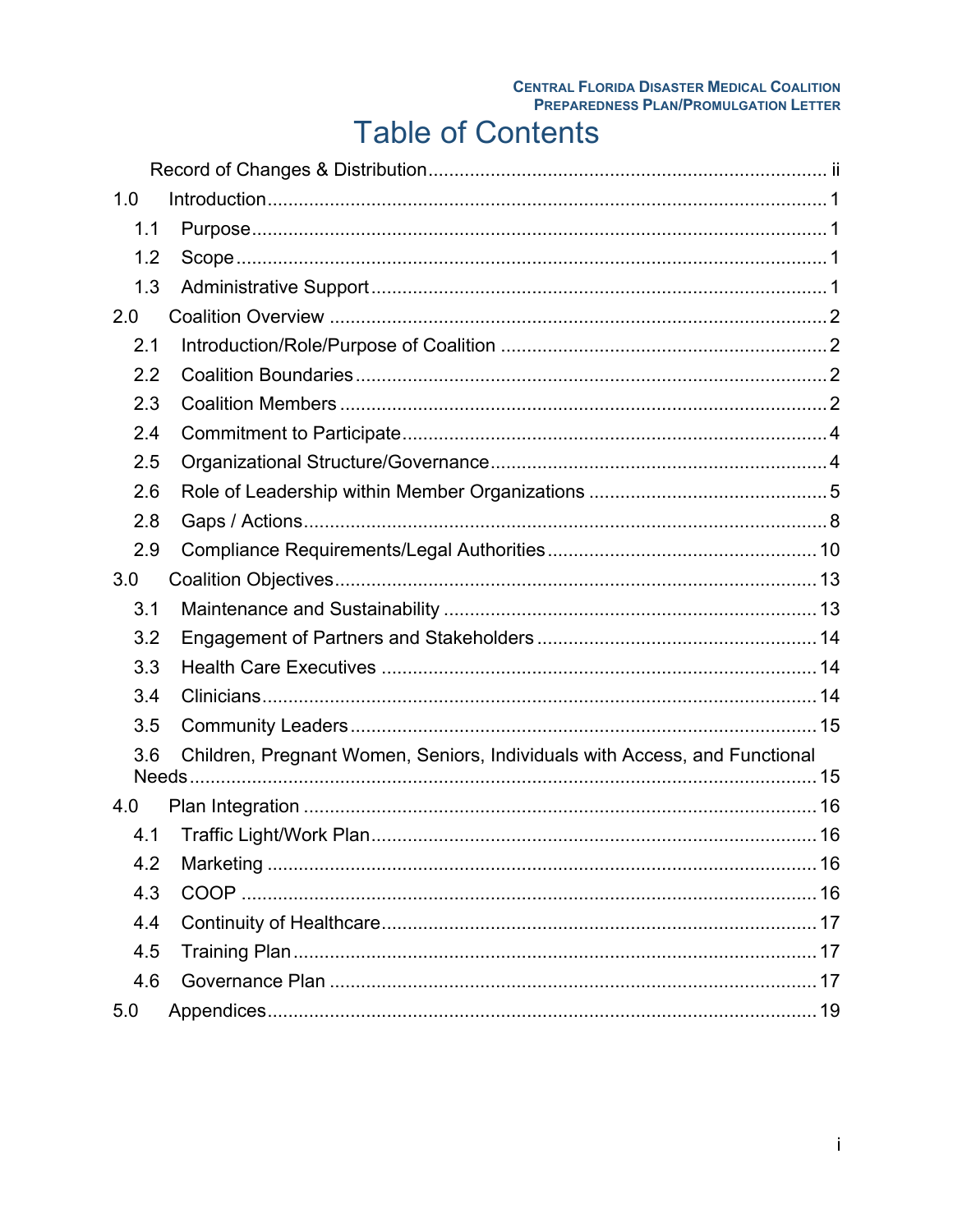# Table of Contents

Record of Changes & Distribution ..... ii

1.0 Introduction ..... 1
- 1.1 Purpose ..... 1
- 1.2 Scope ..... 1
- 1.3 Administrative Support ..... 1

2.0 Coalition Overview ..... 2
- 2.1 Introduction/Role/Purpose of Coalition ..... 2
- 2.2 Coalition Boundaries ..... 2
- 2.3 Coalition Members ..... 2
- 2.4 Commitment to Participate ..... 4
- 2.5 Organizational Structure/Governance ..... 4
- 2.6 Role of Leadership within Member Organizations ..... 5
- 2.8 Gaps / Actions ..... 8
- 2.9 Compliance Requirements/Legal Authorities ..... 10

3.0 Coalition Objectives ..... 13
- 3.1 Maintenance and Sustainability ..... 13
- 3.2 Engagement of Partners and Stakeholders ..... 14
- 3.3 Health Care Executives ..... 14
- 3.4 Clinicians ..... 14
- 3.5 Community Leaders ..... 15
- 3.6 Children, Pregnant Women, Seniors, Individuals with Access, and Functional Needs ..... 15

4.0 Plan Integration ..... 16
- 4.1 Traffic Light/Work Plan ..... 16
- 4.2 Marketing ..... 16
- 4.3 COOP ..... 16
- 4.4 Continuity of Healthcare ..... 17
- 4.5 Training Plan ..... 17
- 4.6 Governance Plan ..... 17

5.0 Appendices ..... 19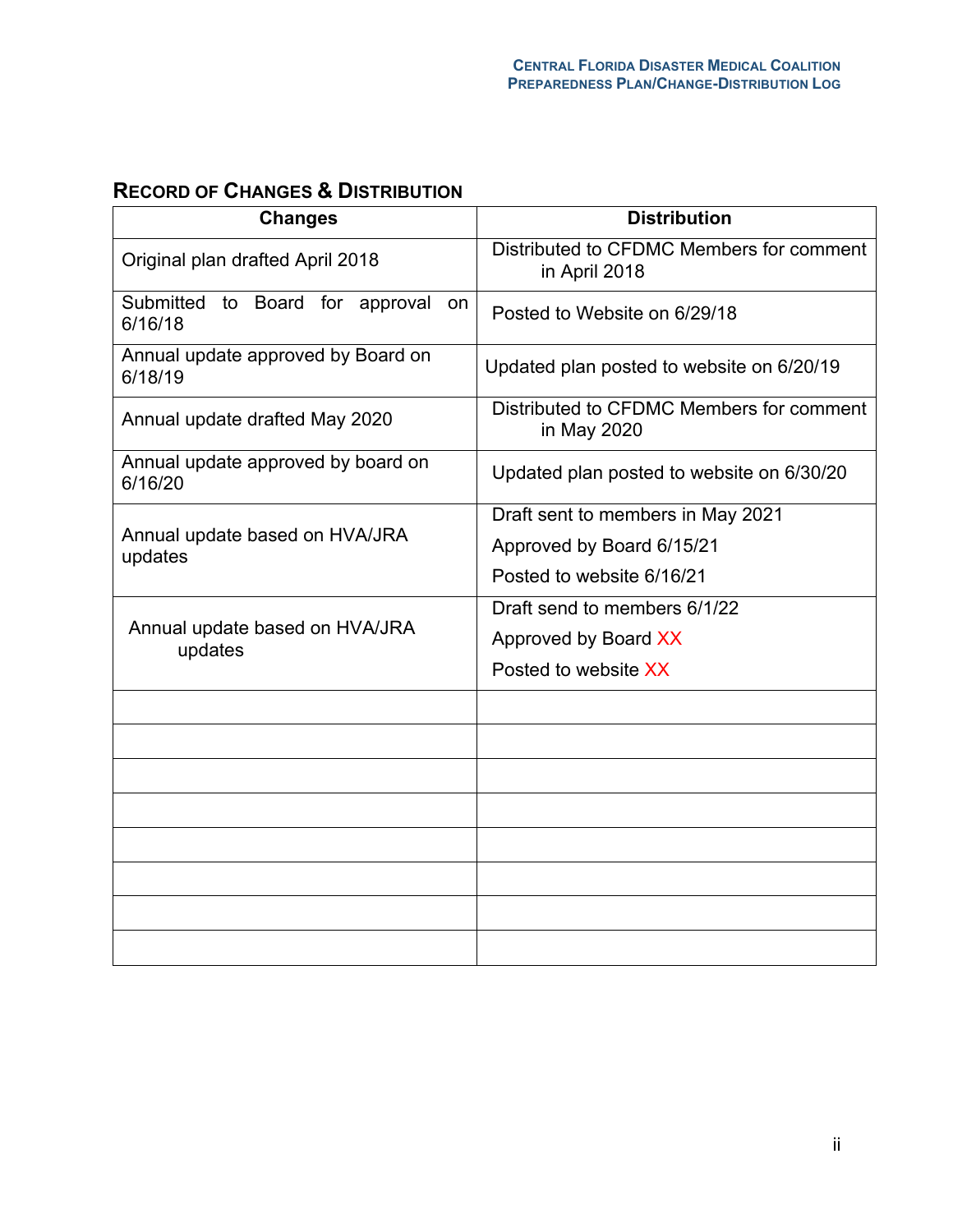## Record of Changes & Distribution

| Changes | Distribution |
|---|---|
| Original plan drafted April 2018 | Distributed to CFDMC Members for comment in April 2018 |
| Submitted to Board for approval on 6/16/18 | Posted to Website on 6/29/18 |
| Annual update approved by Board on 6/18/19 | Updated plan posted to website on 6/20/19 |
| Annual update drafted May 2020 | Distributed to CFDMC Members for comment in May 2020 |
| Annual update approved by board on 6/16/20 | Updated plan posted to website on 6/30/20 |
| Annual update based on HVA/JRA updates | Draft sent to members in May 2021<br>Approved by Board 6/15/21<br>Posted to website 6/16/21 |
| Annual update based on HVA/JRA updates | Draft send to members 6/1/22<br>Approved by Board XX<br>Posted to website XX |
| | |
| | |
| | |
| | |
| | |
| | |
| | |
| | |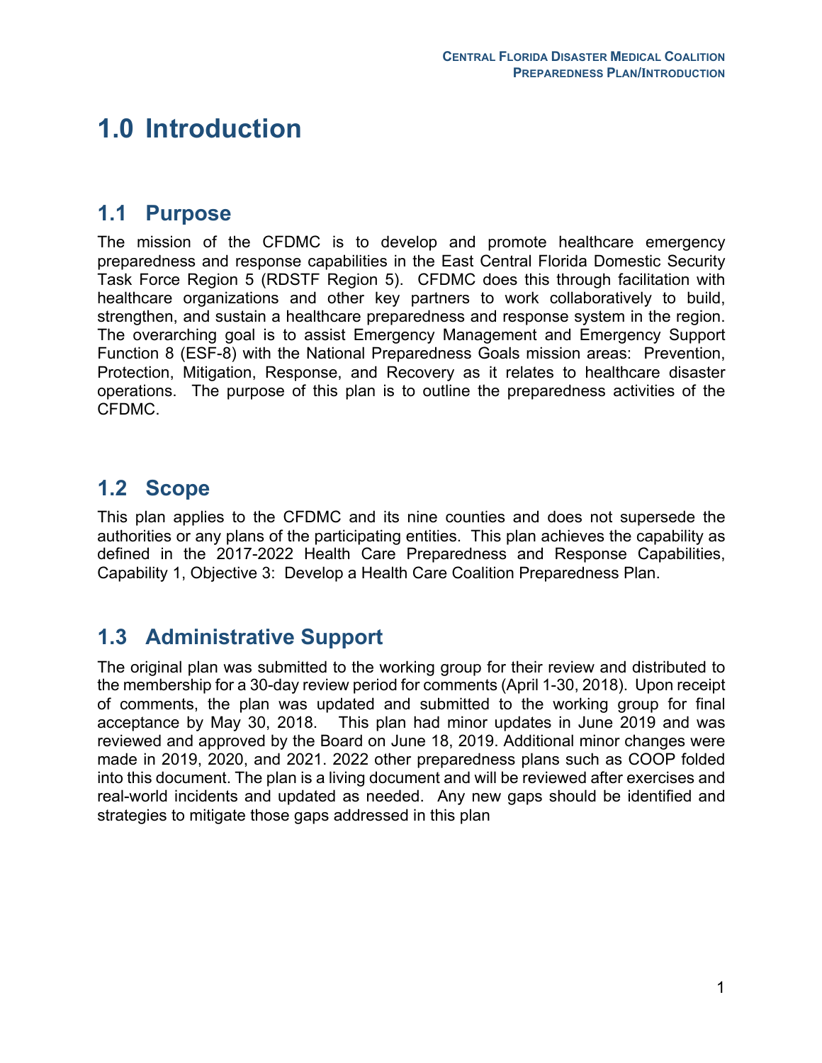# 1.0 Introduction

## 1.1 Purpose

The mission of the CFDMC is to develop and promote healthcare emergency preparedness and response capabilities in the East Central Florida Domestic Security Task Force Region 5 (RDSTF Region 5). CFDMC does this through facilitation with healthcare organizations and other key partners to work collaboratively to build, strengthen, and sustain a healthcare preparedness and response system in the region. The overarching goal is to assist Emergency Management and Emergency Support Function 8 (ESF-8) with the National Preparedness Goals mission areas: Prevention, Protection, Mitigation, Response, and Recovery as it relates to healthcare disaster operations. The purpose of this plan is to outline the preparedness activities of the CFDMC.

## 1.2 Scope

This plan applies to the CFDMC and its nine counties and does not supersede the authorities or any plans of the participating entities. This plan achieves the capability as defined in the 2017-2022 Health Care Preparedness and Response Capabilities, Capability 1, Objective 3: Develop a Health Care Coalition Preparedness Plan.

## 1.3 Administrative Support

The original plan was submitted to the working group for their review and distributed to the membership for a 30-day review period for comments (April 1-30, 2018). Upon receipt of comments, the plan was updated and submitted to the working group for final acceptance by May 30, 2018. This plan had minor updates in June 2019 and was reviewed and approved by the Board on June 18, 2019. Additional minor changes were made in 2019, 2020, and 2021. 2022 other preparedness plans such as COOP folded into this document. The plan is a living document and will be reviewed after exercises and real-world incidents and updated as needed. Any new gaps should be identified and strategies to mitigate those gaps addressed in this plan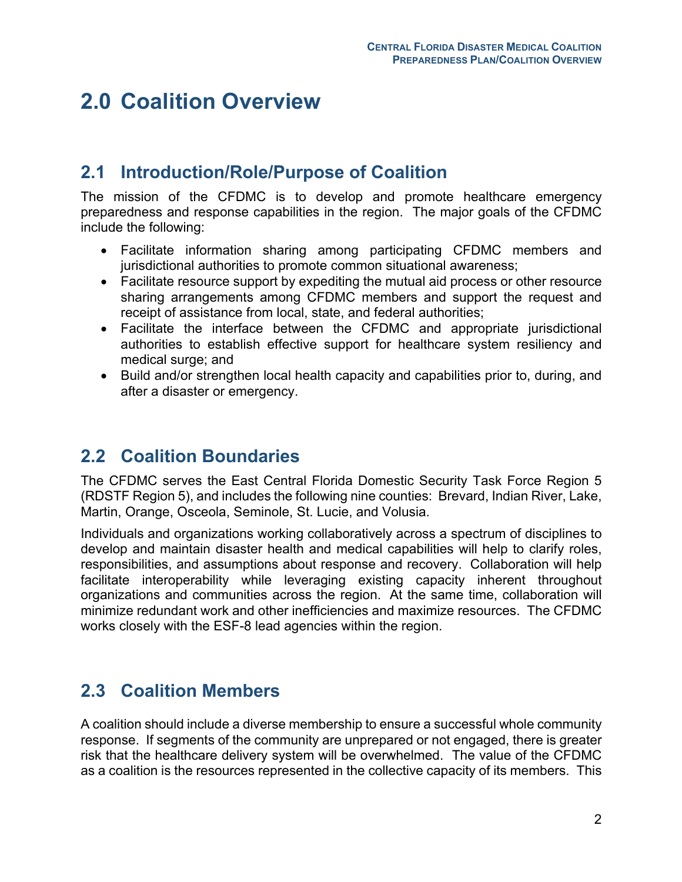# 2.0 Coalition Overview

## 2.1 Introduction/Role/Purpose of Coalition

The mission of the CFDMC is to develop and promote healthcare emergency preparedness and response capabilities in the region. The major goals of the CFDMC include the following:

- Facilitate information sharing among participating CFDMC members and jurisdictional authorities to promote common situational awareness;
- Facilitate resource support by expediting the mutual aid process or other resource sharing arrangements among CFDMC members and support the request and receipt of assistance from local, state, and federal authorities;
- Facilitate the interface between the CFDMC and appropriate jurisdictional authorities to establish effective support for healthcare system resiliency and medical surge; and
- Build and/or strengthen local health capacity and capabilities prior to, during, and after a disaster or emergency.

## 2.2 Coalition Boundaries

The CFDMC serves the East Central Florida Domestic Security Task Force Region 5 (RDSTF Region 5), and includes the following nine counties: Brevard, Indian River, Lake, Martin, Orange, Osceola, Seminole, St. Lucie, and Volusia.

Individuals and organizations working collaboratively across a spectrum of disciplines to develop and maintain disaster health and medical capabilities will help to clarify roles, responsibilities, and assumptions about response and recovery. Collaboration will help facilitate interoperability while leveraging existing capacity inherent throughout organizations and communities across the region. At the same time, collaboration will minimize redundant work and other inefficiencies and maximize resources. The CFDMC works closely with the ESF-8 lead agencies within the region.

## 2.3 Coalition Members

A coalition should include a diverse membership to ensure a successful whole community response. If segments of the community are unprepared or not engaged, there is greater risk that the healthcare delivery system will be overwhelmed. The value of the CFDMC as a coalition is the resources represented in the collective capacity of its members. This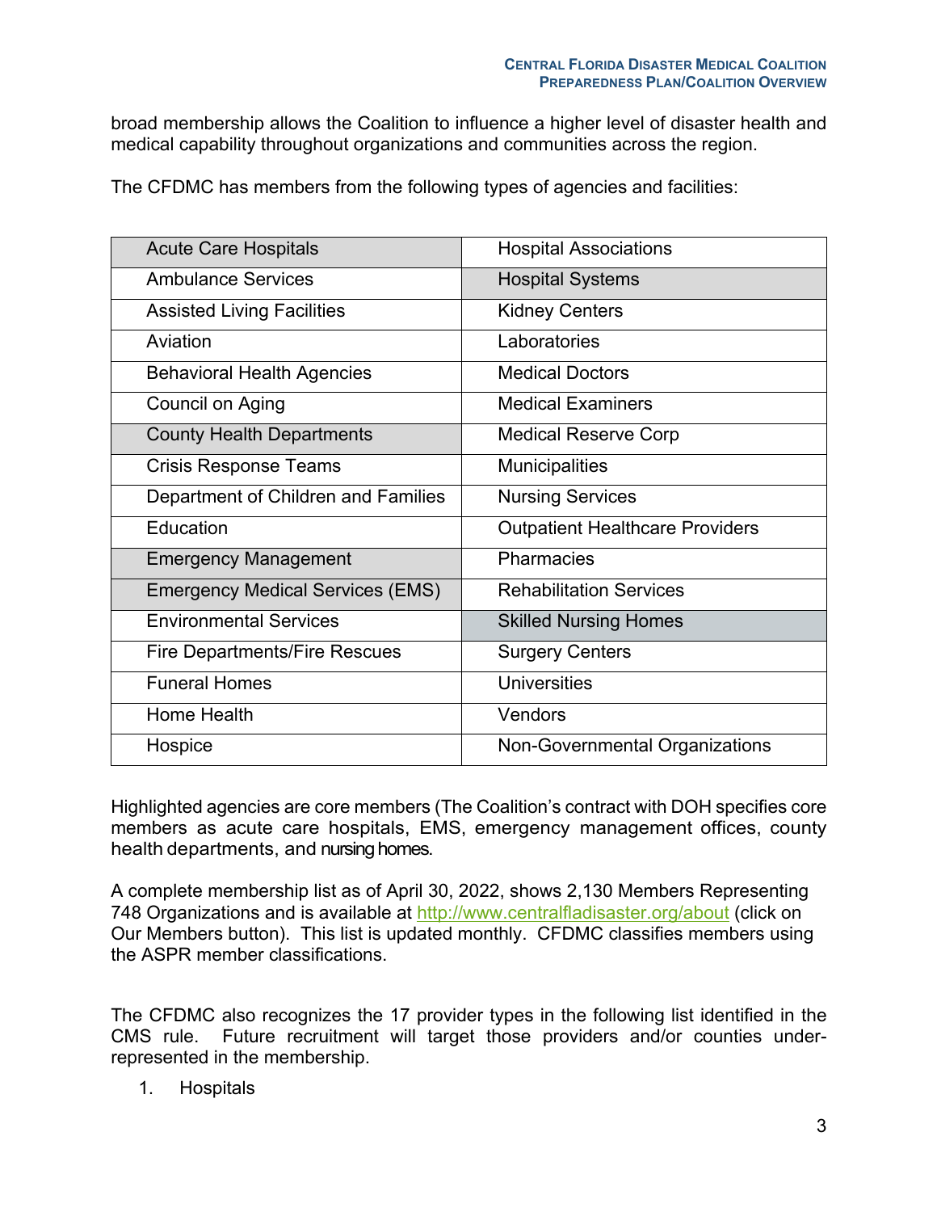broad membership allows the Coalition to influence a higher level of disaster health and medical capability throughout organizations and communities across the region.

The CFDMC has members from the following types of agencies and facilities:

| | |
|---|---|
| Acute Care Hospitals | Hospital Associations |
| Ambulance Services | Hospital Systems |
| Assisted Living Facilities | Kidney Centers |
| Aviation | Laboratories |
| Behavioral Health Agencies | Medical Doctors |
| Council on Aging | Medical Examiners |
| County Health Departments | Medical Reserve Corp |
| Crisis Response Teams | Municipalities |
| Department of Children and Families | Nursing Services |
| Education | Outpatient Healthcare Providers |
| Emergency Management | Pharmacies |
| Emergency Medical Services (EMS) | Rehabilitation Services |
| Environmental Services | Skilled Nursing Homes |
| Fire Departments/Fire Rescues | Surgery Centers |
| Funeral Homes | Universities |
| Home Health | Vendors |
| Hospice | Non-Governmental Organizations |

Highlighted agencies are core members (The Coalition's contract with DOH specifies core members as acute care hospitals, EMS, emergency management offices, county health departments, and nursing homes.

A complete membership list as of April 30, 2022, shows 2,130 Members Representing 748 Organizations and is available at http://www.centralfladisaster.org/about (click on Our Members button). This list is updated monthly. CFDMC classifies members using the ASPR member classifications.

The CFDMC also recognizes the 17 provider types in the following list identified in the CMS rule. Future recruitment will target those providers and/or counties under-represented in the membership.

1. Hospitals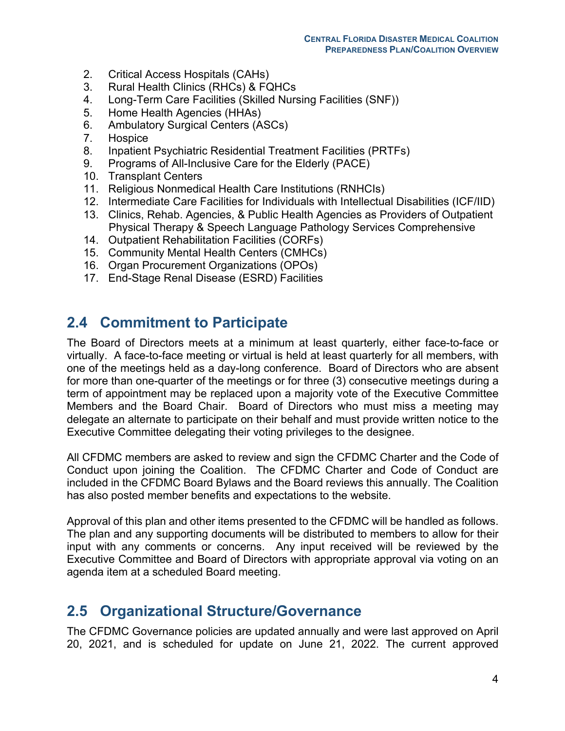2. Critical Access Hospitals (CAHs)
3. Rural Health Clinics (RHCs) & FQHCs
4. Long-Term Care Facilities (Skilled Nursing Facilities (SNF))
5. Home Health Agencies (HHAs)
6. Ambulatory Surgical Centers (ASCs)
7. Hospice
8. Inpatient Psychiatric Residential Treatment Facilities (PRTFs)
9. Programs of All-Inclusive Care for the Elderly (PACE)
10. Transplant Centers
11. Religious Nonmedical Health Care Institutions (RNHCIs)
12. Intermediate Care Facilities for Individuals with Intellectual Disabilities (ICF/IID)
13. Clinics, Rehab. Agencies, & Public Health Agencies as Providers of Outpatient Physical Therapy & Speech Language Pathology Services Comprehensive
14. Outpatient Rehabilitation Facilities (CORFs)
15. Community Mental Health Centers (CMHCs)
16. Organ Procurement Organizations (OPOs)
17. End-Stage Renal Disease (ESRD) Facilities

## 2.4 Commitment to Participate

The Board of Directors meets at a minimum at least quarterly, either face-to-face or virtually. A face-to-face meeting or virtual is held at least quarterly for all members, with one of the meetings held as a day-long conference. Board of Directors who are absent for more than one-quarter of the meetings or for three (3) consecutive meetings during a term of appointment may be replaced upon a majority vote of the Executive Committee Members and the Board Chair. Board of Directors who must miss a meeting may delegate an alternate to participate on their behalf and must provide written notice to the Executive Committee delegating their voting privileges to the designee.

All CFDMC members are asked to review and sign the CFDMC Charter and the Code of Conduct upon joining the Coalition. The CFDMC Charter and Code of Conduct are included in the CFDMC Board Bylaws and the Board reviews this annually. The Coalition has also posted member benefits and expectations to the website.

Approval of this plan and other items presented to the CFDMC will be handled as follows. The plan and any supporting documents will be distributed to members to allow for their input with any comments or concerns. Any input received will be reviewed by the Executive Committee and Board of Directors with appropriate approval via voting on an agenda item at a scheduled Board meeting.

## 2.5 Organizational Structure/Governance

The CFDMC Governance policies are updated annually and were last approved on April 20, 2021, and is scheduled for update on June 21, 2022. The current approved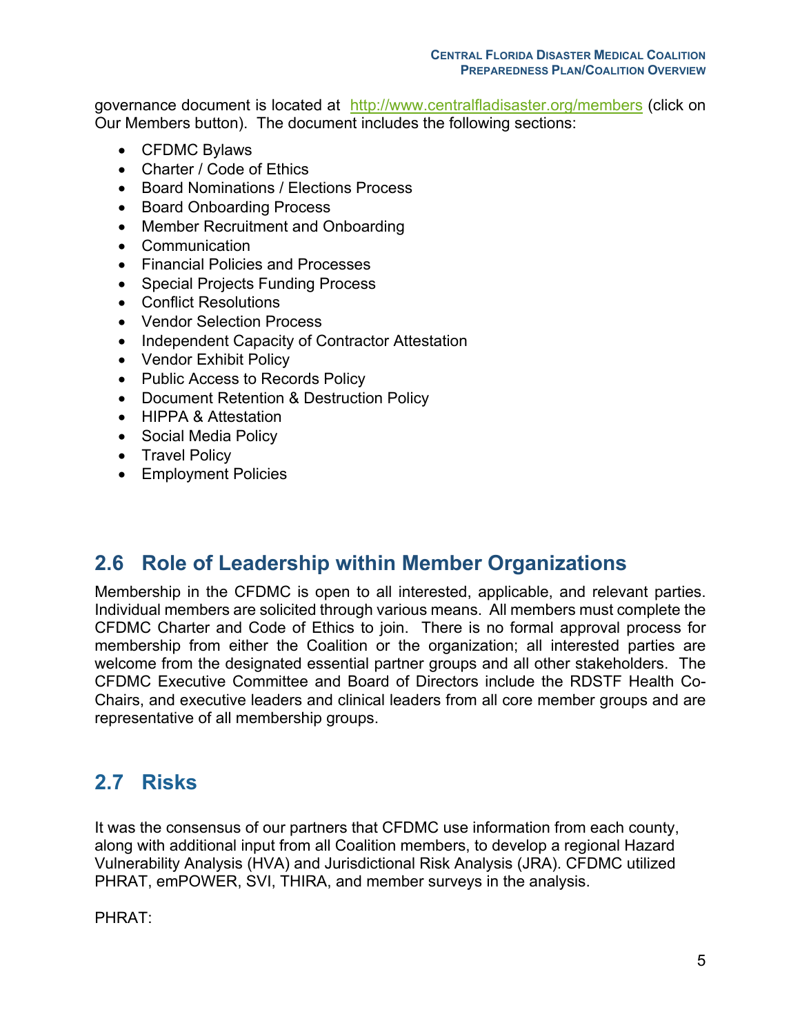governance document is located at [http://www.centralfladisaster.org/members](http://www.centralfladisaster.org/members) (click on Our Members button). The document includes the following sections:

- CFDMC Bylaws
- Charter / Code of Ethics
- Board Nominations / Elections Process
- Board Onboarding Process
- Member Recruitment and Onboarding
- Communication
- Financial Policies and Processes
- Special Projects Funding Process
- Conflict Resolutions
- Vendor Selection Process
- Independent Capacity of Contractor Attestation
- Vendor Exhibit Policy
- Public Access to Records Policy
- Document Retention & Destruction Policy
- HIPPA & Attestation
- Social Media Policy
- Travel Policy
- Employment Policies

## 2.6 Role of Leadership within Member Organizations

Membership in the CFDMC is open to all interested, applicable, and relevant parties. Individual members are solicited through various means. All members must complete the CFDMC Charter and Code of Ethics to join. There is no formal approval process for membership from either the Coalition or the organization; all interested parties are welcome from the designated essential partner groups and all other stakeholders. The CFDMC Executive Committee and Board of Directors include the RDSTF Health Co-Chairs, and executive leaders and clinical leaders from all core member groups and are representative of all membership groups.

## 2.7 Risks

It was the consensus of our partners that CFDMC use information from each county, along with additional input from all Coalition members, to develop a regional Hazard Vulnerability Analysis (HVA) and Jurisdictional Risk Analysis (JRA). CFDMC utilized PHRAT, emPOWER, SVI, THIRA, and member surveys in the analysis.

PHRAT: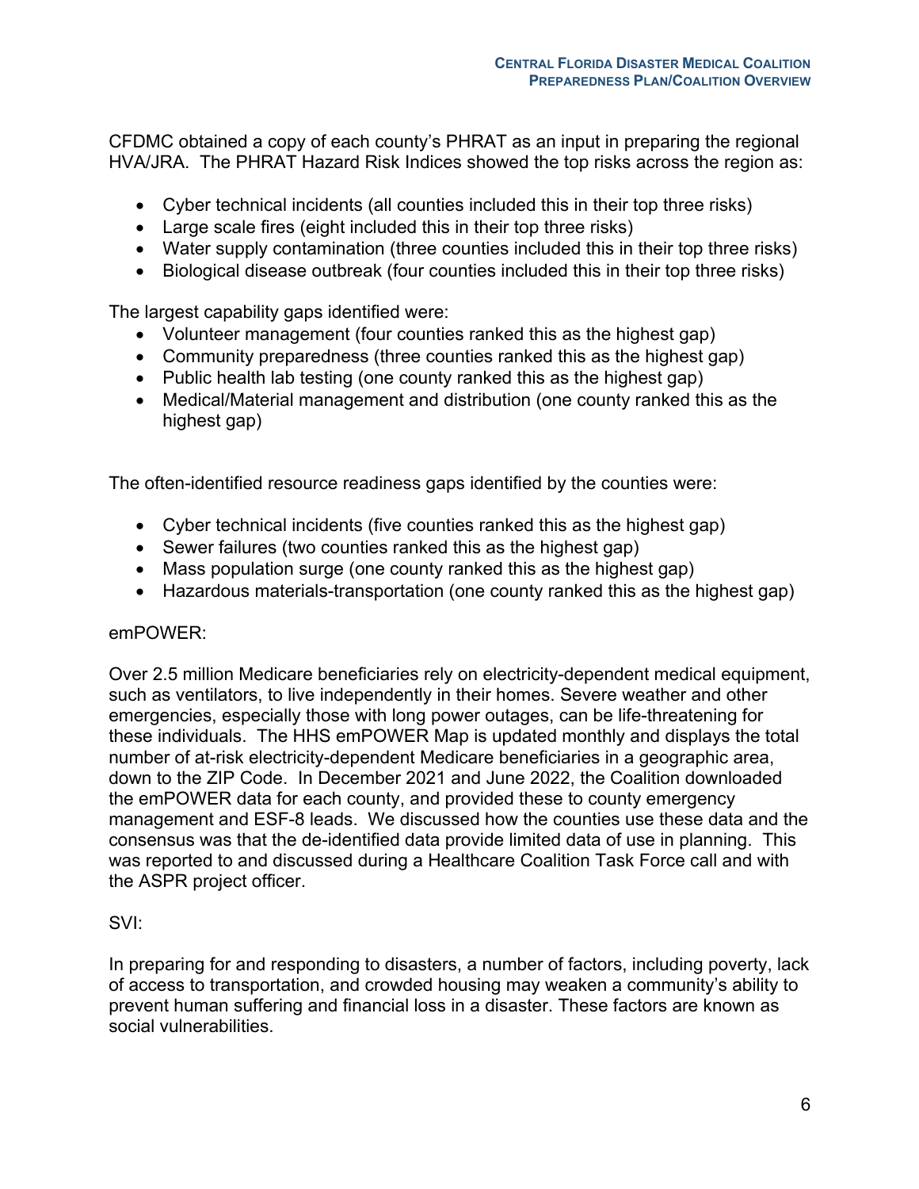CFDMC obtained a copy of each county's PHRAT as an input in preparing the regional HVA/JRA. The PHRAT Hazard Risk Indices showed the top risks across the region as:

- Cyber technical incidents (all counties included this in their top three risks)
- Large scale fires (eight included this in their top three risks)
- Water supply contamination (three counties included this in their top three risks)
- Biological disease outbreak (four counties included this in their top three risks)

The largest capability gaps identified were:

- Volunteer management (four counties ranked this as the highest gap)
- Community preparedness (three counties ranked this as the highest gap)
- Public health lab testing (one county ranked this as the highest gap)
- Medical/Material management and distribution (one county ranked this as the highest gap)

The often-identified resource readiness gaps identified by the counties were:

- Cyber technical incidents (five counties ranked this as the highest gap)
- Sewer failures (two counties ranked this as the highest gap)
- Mass population surge (one county ranked this as the highest gap)
- Hazardous materials-transportation (one county ranked this as the highest gap)

emPOWER:

Over 2.5 million Medicare beneficiaries rely on electricity-dependent medical equipment, such as ventilators, to live independently in their homes. Severe weather and other emergencies, especially those with long power outages, can be life-threatening for these individuals. The HHS emPOWER Map is updated monthly and displays the total number of at-risk electricity-dependent Medicare beneficiaries in a geographic area, down to the ZIP Code. In December 2021 and June 2022, the Coalition downloaded the emPOWER data for each county, and provided these to county emergency management and ESF-8 leads. We discussed how the counties use these data and the consensus was that the de-identified data provide limited data of use in planning. This was reported to and discussed during a Healthcare Coalition Task Force call and with the ASPR project officer.

SVI:

In preparing for and responding to disasters, a number of factors, including poverty, lack of access to transportation, and crowded housing may weaken a community's ability to prevent human suffering and financial loss in a disaster. These factors are known as social vulnerabilities.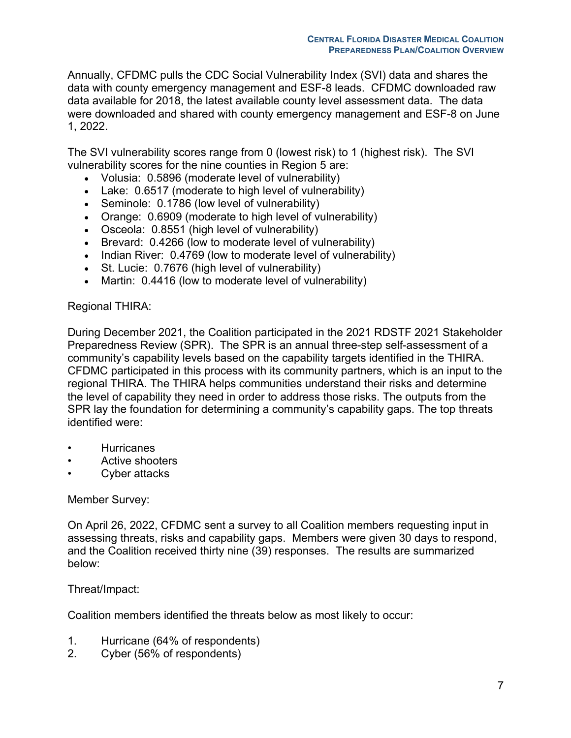Annually, CFDMC pulls the CDC Social Vulnerability Index (SVI) data and shares the data with county emergency management and ESF-8 leads. CFDMC downloaded raw data available for 2018, the latest available county level assessment data. The data were downloaded and shared with county emergency management and ESF-8 on June 1, 2022.

The SVI vulnerability scores range from 0 (lowest risk) to 1 (highest risk). The SVI vulnerability scores for the nine counties in Region 5 are:

- Volusia: 0.5896 (moderate level of vulnerability)
- Lake: 0.6517 (moderate to high level of vulnerability)
- Seminole: 0.1786 (low level of vulnerability)
- Orange: 0.6909 (moderate to high level of vulnerability)
- Osceola: 0.8551 (high level of vulnerability)
- Brevard: 0.4266 (low to moderate level of vulnerability)
- Indian River: 0.4769 (low to moderate level of vulnerability)
- St. Lucie: 0.7676 (high level of vulnerability)
- Martin: 0.4416 (low to moderate level of vulnerability)

Regional THIRA:

During December 2021, the Coalition participated in the 2021 RDSTF 2021 Stakeholder Preparedness Review (SPR). The SPR is an annual three-step self-assessment of a community's capability levels based on the capability targets identified in the THIRA. CFDMC participated in this process with its community partners, which is an input to the regional THIRA. The THIRA helps communities understand their risks and determine the level of capability they need in order to address those risks. The outputs from the SPR lay the foundation for determining a community's capability gaps. The top threats identified were:

- Hurricanes
- Active shooters
- Cyber attacks

Member Survey:

On April 26, 2022, CFDMC sent a survey to all Coalition members requesting input in assessing threats, risks and capability gaps. Members were given 30 days to respond, and the Coalition received thirty nine (39) responses. The results are summarized below:

Threat/Impact:

Coalition members identified the threats below as most likely to occur:

1. Hurricane (64% of respondents)
2. Cyber (56% of respondents)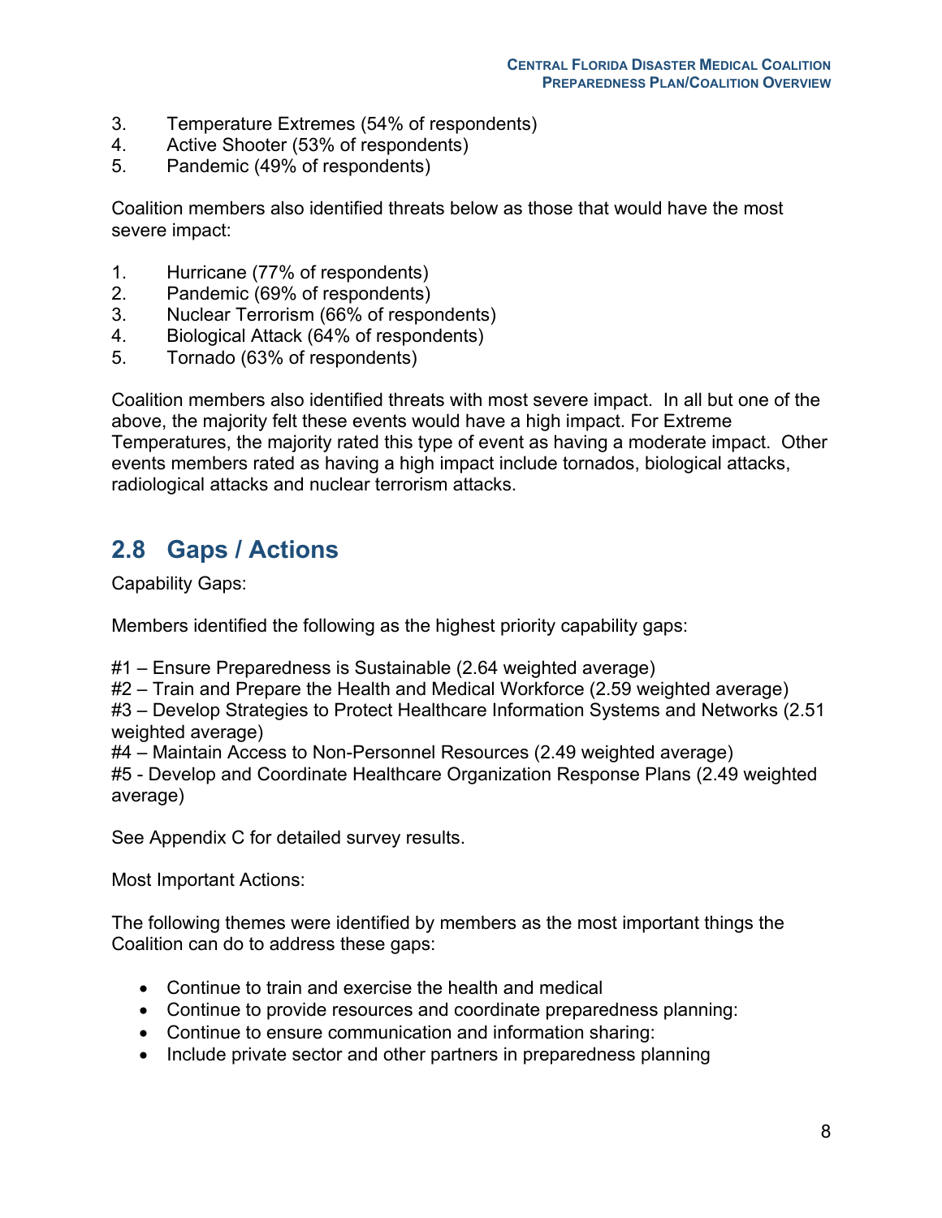3. Temperature Extremes (54% of respondents)
4. Active Shooter (53% of respondents)
5. Pandemic (49% of respondents)

Coalition members also identified threats below as those that would have the most severe impact:

1. Hurricane (77% of respondents)
2. Pandemic (69% of respondents)
3. Nuclear Terrorism (66% of respondents)
4. Biological Attack (64% of respondents)
5. Tornado (63% of respondents)

Coalition members also identified threats with most severe impact. In all but one of the above, the majority felt these events would have a high impact. For Extreme Temperatures, the majority rated this type of event as having a moderate impact. Other events members rated as having a high impact include tornados, biological attacks, radiological attacks and nuclear terrorism attacks.

## 2.8 Gaps / Actions

Capability Gaps:

Members identified the following as the highest priority capability gaps:

#1 – Ensure Preparedness is Sustainable (2.64 weighted average)
#2 – Train and Prepare the Health and Medical Workforce (2.59 weighted average)
#3 – Develop Strategies to Protect Healthcare Information Systems and Networks (2.51 weighted average)
#4 – Maintain Access to Non-Personnel Resources (2.49 weighted average)
#5 - Develop and Coordinate Healthcare Organization Response Plans (2.49 weighted average)

See Appendix C for detailed survey results.

Most Important Actions:

The following themes were identified by members as the most important things the Coalition can do to address these gaps:

- Continue to train and exercise the health and medical
- Continue to provide resources and coordinate preparedness planning:
- Continue to ensure communication and information sharing:
- Include private sector and other partners in preparedness planning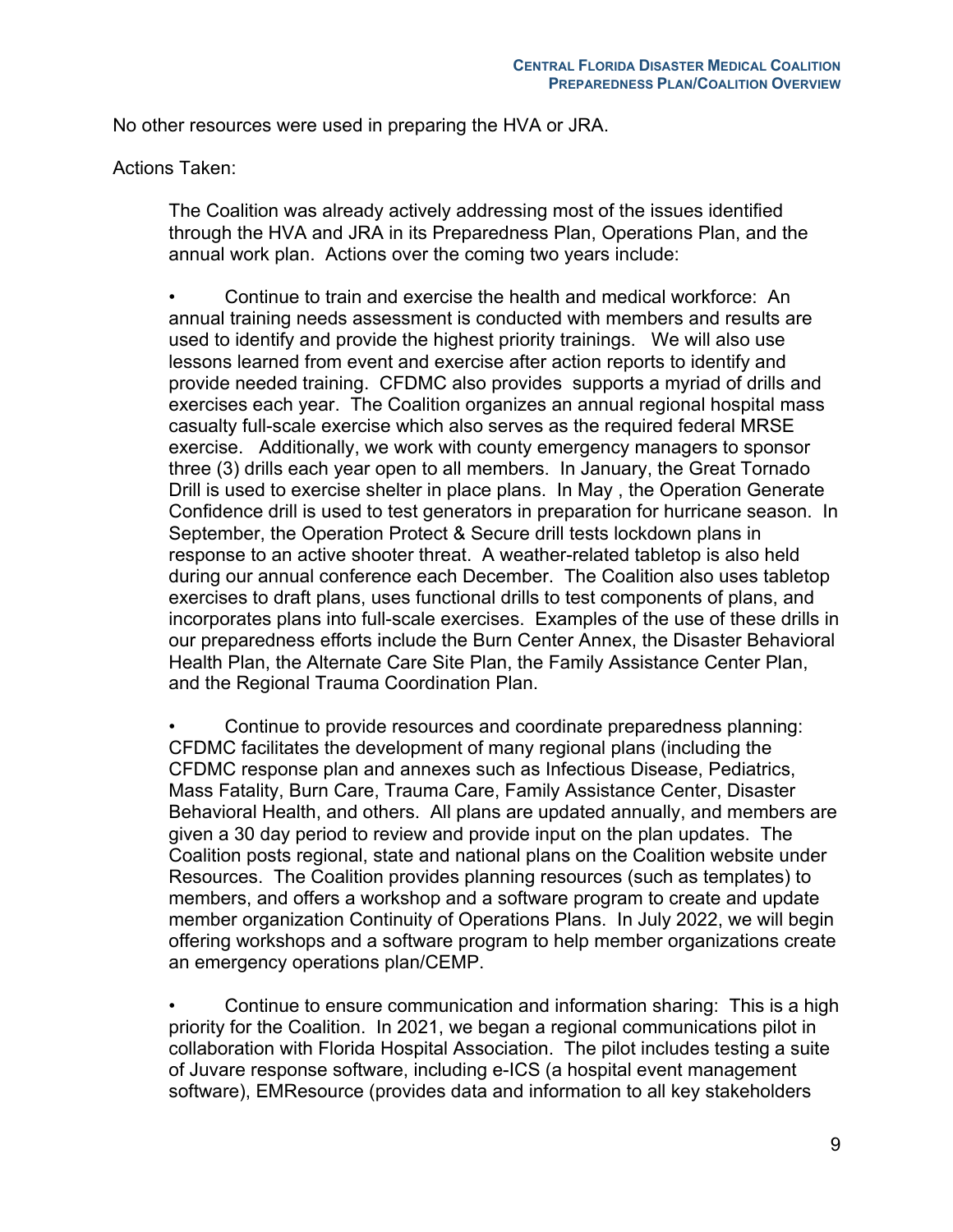No other resources were used in preparing the HVA or JRA.

Actions Taken:

The Coalition was already actively addressing most of the issues identified through the HVA and JRA in its Preparedness Plan, Operations Plan, and the annual work plan. Actions over the coming two years include:

- Continue to train and exercise the health and medical workforce: An annual training needs assessment is conducted with members and results are used to identify and provide the highest priority trainings. We will also use lessons learned from event and exercise after action reports to identify and provide needed training. CFDMC also provides supports a myriad of drills and exercises each year. The Coalition organizes an annual regional hospital mass casualty full-scale exercise which also serves as the required federal MRSE exercise. Additionally, we work with county emergency managers to sponsor three (3) drills each year open to all members. In January, the Great Tornado Drill is used to exercise shelter in place plans. In May , the Operation Generate Confidence drill is used to test generators in preparation for hurricane season. In September, the Operation Protect & Secure drill tests lockdown plans in response to an active shooter threat. A weather-related tabletop is also held during our annual conference each December. The Coalition also uses tabletop exercises to draft plans, uses functional drills to test components of plans, and incorporates plans into full-scale exercises. Examples of the use of these drills in our preparedness efforts include the Burn Center Annex, the Disaster Behavioral Health Plan, the Alternate Care Site Plan, the Family Assistance Center Plan, and the Regional Trauma Coordination Plan.

- Continue to provide resources and coordinate preparedness planning: CFDMC facilitates the development of many regional plans (including the CFDMC response plan and annexes such as Infectious Disease, Pediatrics, Mass Fatality, Burn Care, Trauma Care, Family Assistance Center, Disaster Behavioral Health, and others. All plans are updated annually, and members are given a 30 day period to review and provide input on the plan updates. The Coalition posts regional, state and national plans on the Coalition website under Resources. The Coalition provides planning resources (such as templates) to members, and offers a workshop and a software program to create and update member organization Continuity of Operations Plans. In July 2022, we will begin offering workshops and a software program to help member organizations create an emergency operations plan/CEMP.

- Continue to ensure communication and information sharing: This is a high priority for the Coalition. In 2021, we began a regional communications pilot in collaboration with Florida Hospital Association. The pilot includes testing a suite of Juvare response software, including e-ICS (a hospital event management software), EMResource (provides data and information to all key stakeholders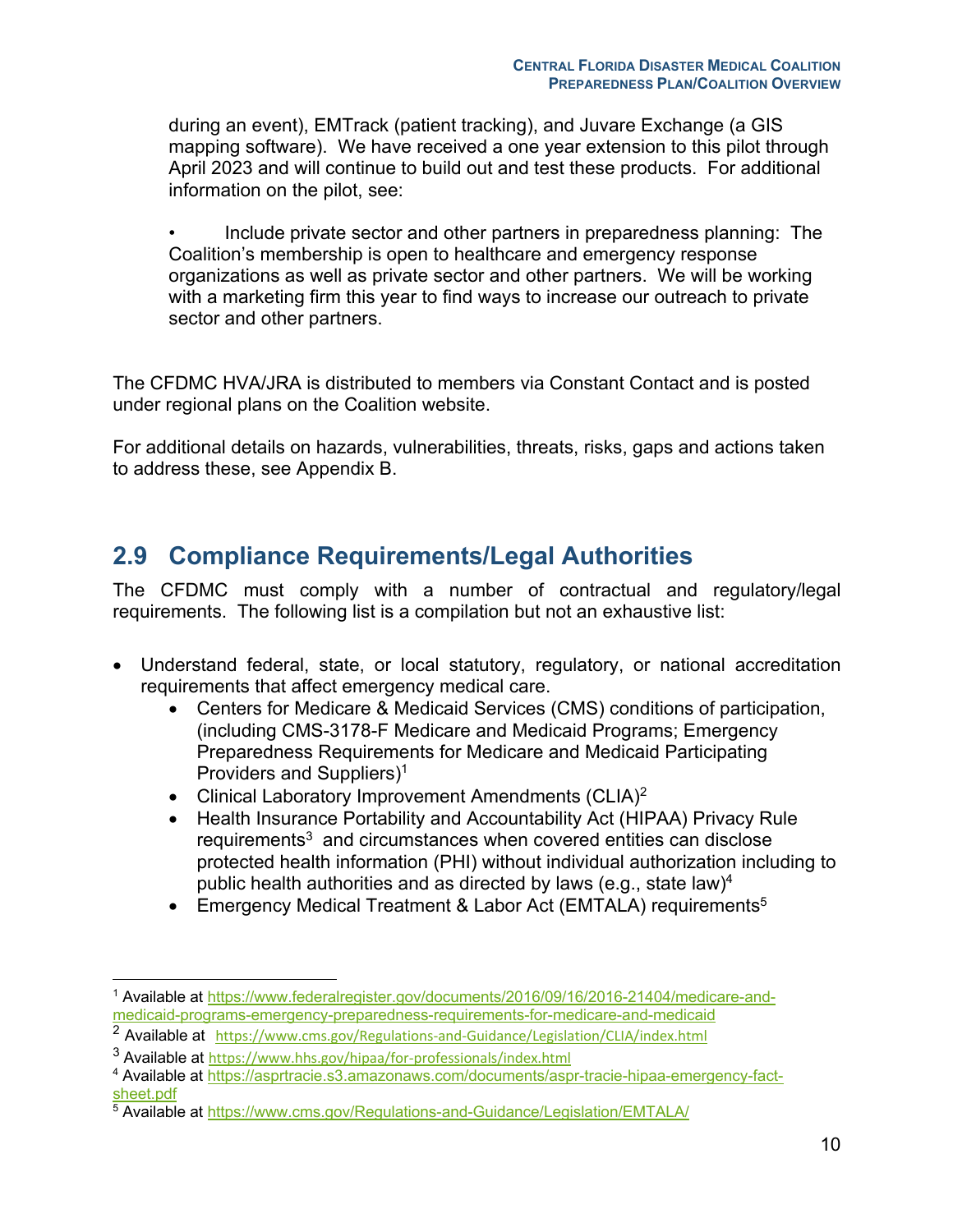during an event), EMTrack (patient tracking), and Juvare Exchange (a GIS mapping software). We have received a one year extension to this pilot through April 2023 and will continue to build out and test these products. For additional information on the pilot, see:

• Include private sector and other partners in preparedness planning: The Coalition's membership is open to healthcare and emergency response organizations as well as private sector and other partners. We will be working with a marketing firm this year to find ways to increase our outreach to private sector and other partners.

The CFDMC HVA/JRA is distributed to members via Constant Contact and is posted under regional plans on the Coalition website.

For additional details on hazards, vulnerabilities, threats, risks, gaps and actions taken to address these, see Appendix B.

## 2.9 Compliance Requirements/Legal Authorities

The CFDMC must comply with a number of contractual and regulatory/legal requirements. The following list is a compilation but not an exhaustive list:

- Understand federal, state, or local statutory, regulatory, or national accreditation requirements that affect emergency medical care.
  - Centers for Medicare & Medicaid Services (CMS) conditions of participation, (including CMS-3178-F Medicare and Medicaid Programs; Emergency Preparedness Requirements for Medicare and Medicaid Participating Providers and Suppliers)[1]
  - Clinical Laboratory Improvement Amendments (CLIA)[2]
  - Health Insurance Portability and Accountability Act (HIPAA) Privacy Rule requirements[3] and circumstances when covered entities can disclose protected health information (PHI) without individual authorization including to public health authorities and as directed by laws (e.g., state law)[4]
  - Emergency Medical Treatment & Labor Act (EMTALA) requirements[5]

---

[1] Available at https://www.federalregister.gov/documents/2016/09/16/2016-21404/medicare-and-medicaid-programs-emergency-preparedness-requirements-for-medicare-and-medicaid

[2] Available at https://www.cms.gov/Regulations-and-Guidance/Legislation/CLIA/index.html

[3] Available at https://www.hhs.gov/hipaa/for-professionals/index.html

[4] Available at https://asprtracie.s3.amazonaws.com/documents/aspr-tracie-hipaa-emergency-fact-sheet.pdf

[5] Available at https://www.cms.gov/Regulations-and-Guidance/Legislation/EMTALA/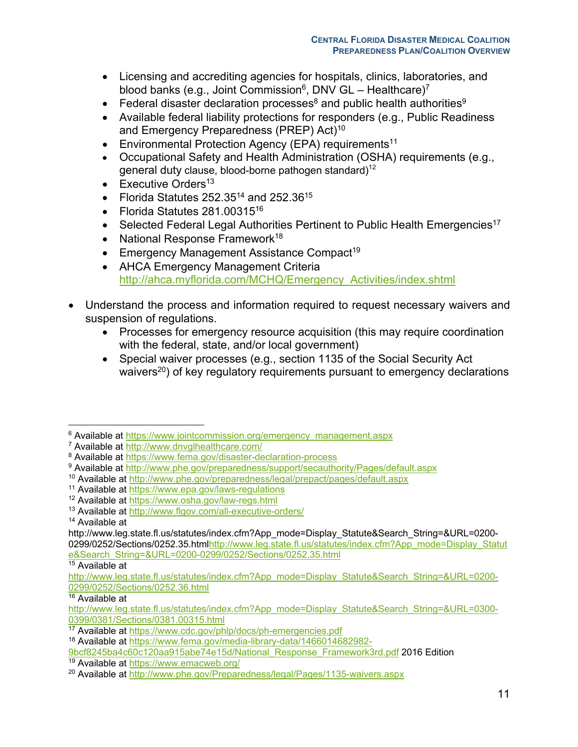- Licensing and accrediting agencies for hospitals, clinics, laboratories, and blood banks (e.g., Joint Commission[6], DNV GL – Healthcare)[7]
  - Federal disaster declaration processes[8] and public health authorities[9]
  - Available federal liability protections for responders (e.g., Public Readiness and Emergency Preparedness (PREP) Act)[10]
  - Environmental Protection Agency (EPA) requirements[11]
  - Occupational Safety and Health Administration (OSHA) requirements (e.g., general duty clause, blood-borne pathogen standard)[12]
  - Executive Orders[13]
  - Florida Statutes 252.35[14] and 252.36[15]
  - Florida Statutes 281.00315[16]
  - Selected Federal Legal Authorities Pertinent to Public Health Emergencies[17]
  - National Response Framework[18]
  - Emergency Management Assistance Compact[19]
  - AHCA Emergency Management Criteria http://ahca.myflorida.com/MCHQ/Emergency_Activities/index.shtml

- Understand the process and information required to request necessary waivers and suspension of regulations.
  - Processes for emergency resource acquisition (this may require coordination with the federal, state, and/or local government)
  - Special waiver processes (e.g., section 1135 of the Social Security Act waivers[20]) of key regulatory requirements pursuant to emergency declarations

---

[6] Available at https://www.jointcommission.org/emergency_management.aspx

[7] Available at http://www.dnvglhealthcare.com/

[8] Available at https://www.fema.gov/disaster-declaration-process

[9] Available at http://www.phe.gov/preparedness/support/secauthority/Pages/default.aspx

[10] Available at http://www.phe.gov/preparedness/legal/prepact/pages/default.aspx

[11] Available at https://www.epa.gov/laws-regulations

[12] Available at https://www.osha.gov/law-regs.html

[13] Available at http://www.flgov.com/all-executive-orders/

[14] Available at http://www.leg.state.fl.us/statutes/index.cfm?App_mode=Display_Statute&Search_String=&URL=0200-0299/0252/Sections/0252.35.htmlhttp://www.leg.state.fl.us/statutes/index.cfm?App_mode=Display_Statute&Search_String=&URL=0200-0299/0252/Sections/0252.35.html

[15] Available at http://www.leg.state.fl.us/statutes/index.cfm?App_mode=Display_Statute&Search_String=&URL=0200-0299/0252/Sections/0252.36.html

[16] Available at http://www.leg.state.fl.us/statutes/index.cfm?App_mode=Display_Statute&Search_String=&URL=0300-0399/0381/Sections/0381.00315.html

[17] Available at https://www.cdc.gov/phlp/docs/ph-emergencies.pdf

[18] Available at https://www.fema.gov/media-library-data/1466014682982-9bcf8245ba4c60c120aa915abe74e15d/National_Response_Framework3rd.pdf 2016 Edition

[19] Available at https://www.emacweb.org/

[20] Available at http://www.phe.gov/Preparedness/legal/Pages/1135-waivers.aspx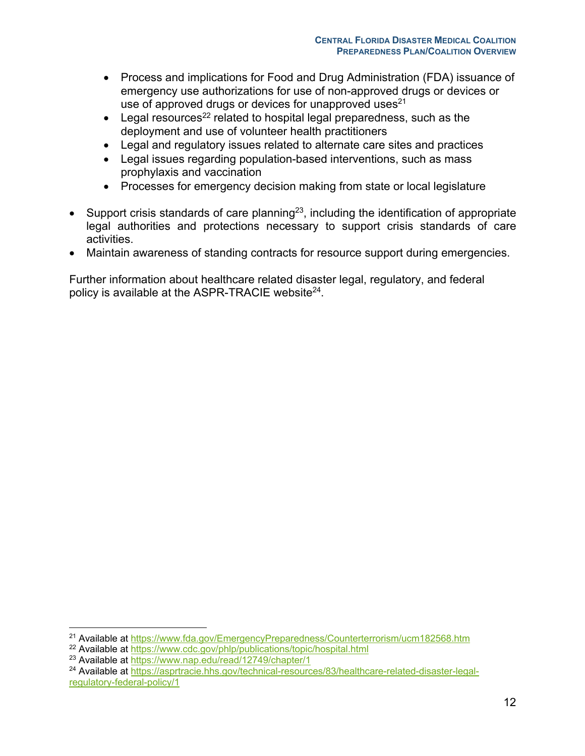- Process and implications for Food and Drug Administration (FDA) issuance of emergency use authorizations for use of non-approved drugs or devices or use of approved drugs or devices for unapproved uses[21]
- Legal resources[22] related to hospital legal preparedness, such as the deployment and use of volunteer health practitioners
- Legal and regulatory issues related to alternate care sites and practices
- Legal issues regarding population-based interventions, such as mass prophylaxis and vaccination
- Processes for emergency decision making from state or local legislature

- Support crisis standards of care planning[23], including the identification of appropriate legal authorities and protections necessary to support crisis standards of care activities.
- Maintain awareness of standing contracts for resource support during emergencies.

Further information about healthcare related disaster legal, regulatory, and federal policy is available at the ASPR-TRACIE website[24].

---

[21] Available at https://www.fda.gov/EmergencyPreparedness/Counterterrorism/ucm182568.htm

[22] Available at https://www.cdc.gov/phlp/publications/topic/hospital.html

[23] Available at https://www.nap.edu/read/12749/chapter/1

[24] Available at https://asprtracie.hhs.gov/technical-resources/83/healthcare-related-disaster-legal-regulatory-federal-policy/1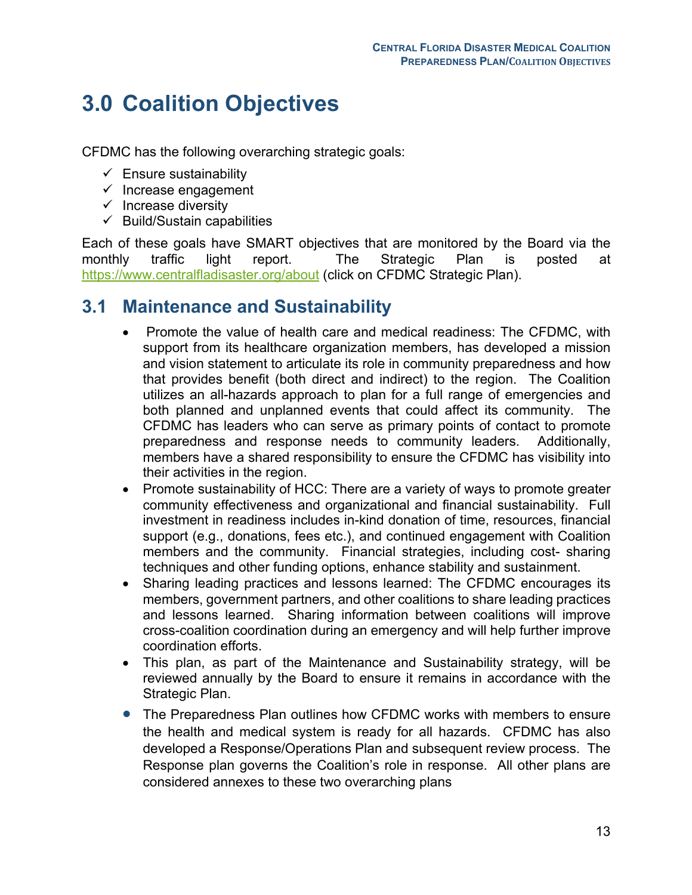# 3.0 Coalition Objectives

CFDMC has the following overarching strategic goals:

- ✓ Ensure sustainability
- ✓ Increase engagement
- ✓ Increase diversity
- ✓ Build/Sustain capabilities

Each of these goals have SMART objectives that are monitored by the Board via the monthly traffic light report. The Strategic Plan is posted at https://www.centralfladisaster.org/about (click on CFDMC Strategic Plan).

## 3.1 Maintenance and Sustainability

- Promote the value of health care and medical readiness: The CFDMC, with support from its healthcare organization members, has developed a mission and vision statement to articulate its role in community preparedness and how that provides benefit (both direct and indirect) to the region. The Coalition utilizes an all-hazards approach to plan for a full range of emergencies and both planned and unplanned events that could affect its community. The CFDMC has leaders who can serve as primary points of contact to promote preparedness and response needs to community leaders. Additionally, members have a shared responsibility to ensure the CFDMC has visibility into their activities in the region.
- Promote sustainability of HCC: There are a variety of ways to promote greater community effectiveness and organizational and financial sustainability. Full investment in readiness includes in-kind donation of time, resources, financial support (e.g., donations, fees etc.), and continued engagement with Coalition members and the community. Financial strategies, including cost- sharing techniques and other funding options, enhance stability and sustainment.
- Sharing leading practices and lessons learned: The CFDMC encourages its members, government partners, and other coalitions to share leading practices and lessons learned. Sharing information between coalitions will improve cross-coalition coordination during an emergency and will help further improve coordination efforts.
- This plan, as part of the Maintenance and Sustainability strategy, will be reviewed annually by the Board to ensure it remains in accordance with the Strategic Plan.
- The Preparedness Plan outlines how CFDMC works with members to ensure the health and medical system is ready for all hazards. CFDMC has also developed a Response/Operations Plan and subsequent review process. The Response plan governs the Coalition's role in response. All other plans are considered annexes to these two overarching plans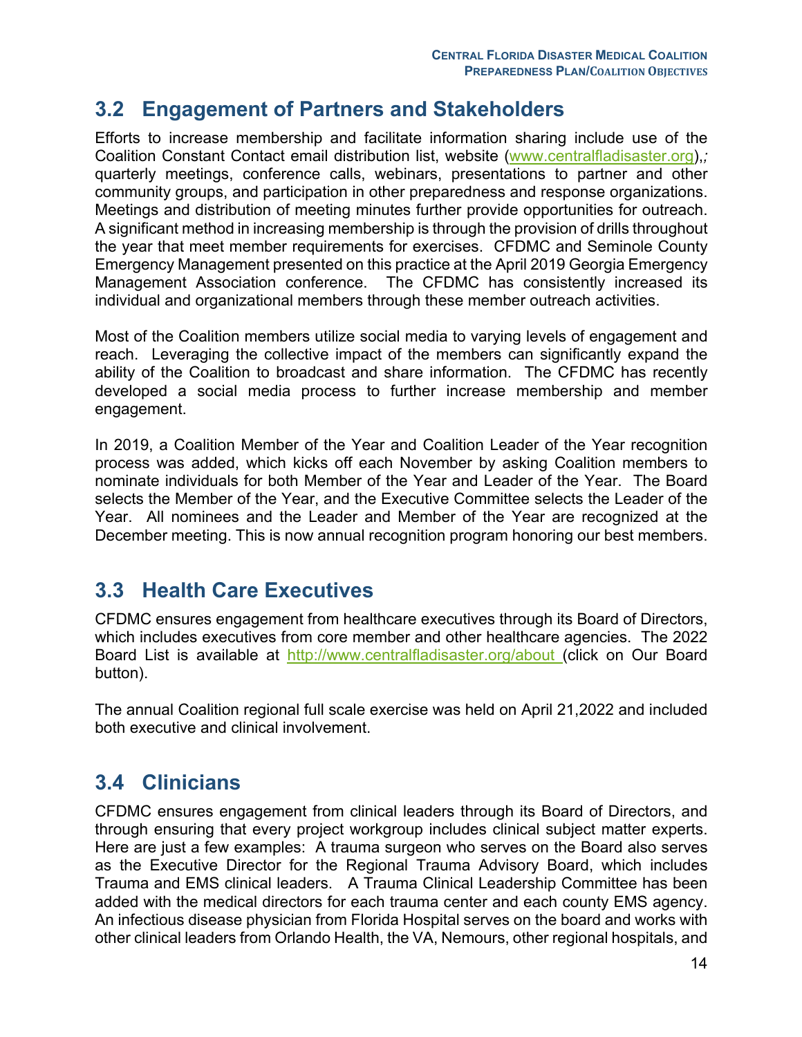## 3.2 Engagement of Partners and Stakeholders

Efforts to increase membership and facilitate information sharing include use of the Coalition Constant Contact email distribution list, website (www.centralfladisaster.org),; quarterly meetings, conference calls, webinars, presentations to partner and other community groups, and participation in other preparedness and response organizations. Meetings and distribution of meeting minutes further provide opportunities for outreach. A significant method in increasing membership is through the provision of drills throughout the year that meet member requirements for exercises. CFDMC and Seminole County Emergency Management presented on this practice at the April 2019 Georgia Emergency Management Association conference. The CFDMC has consistently increased its individual and organizational members through these member outreach activities.

Most of the Coalition members utilize social media to varying levels of engagement and reach. Leveraging the collective impact of the members can significantly expand the ability of the Coalition to broadcast and share information. The CFDMC has recently developed a social media process to further increase membership and member engagement.

In 2019, a Coalition Member of the Year and Coalition Leader of the Year recognition process was added, which kicks off each November by asking Coalition members to nominate individuals for both Member of the Year and Leader of the Year. The Board selects the Member of the Year, and the Executive Committee selects the Leader of the Year. All nominees and the Leader and Member of the Year are recognized at the December meeting. This is now annual recognition program honoring our best members.

## 3.3 Health Care Executives

CFDMC ensures engagement from healthcare executives through its Board of Directors, which includes executives from core member and other healthcare agencies. The 2022 Board List is available at http://www.centralfladisaster.org/about (click on Our Board button).

The annual Coalition regional full scale exercise was held on April 21,2022 and included both executive and clinical involvement.

## 3.4 Clinicians

CFDMC ensures engagement from clinical leaders through its Board of Directors, and through ensuring that every project workgroup includes clinical subject matter experts. Here are just a few examples: A trauma surgeon who serves on the Board also serves as the Executive Director for the Regional Trauma Advisory Board, which includes Trauma and EMS clinical leaders. A Trauma Clinical Leadership Committee has been added with the medical directors for each trauma center and each county EMS agency. An infectious disease physician from Florida Hospital serves on the board and works with other clinical leaders from Orlando Health, the VA, Nemours, other regional hospitals, and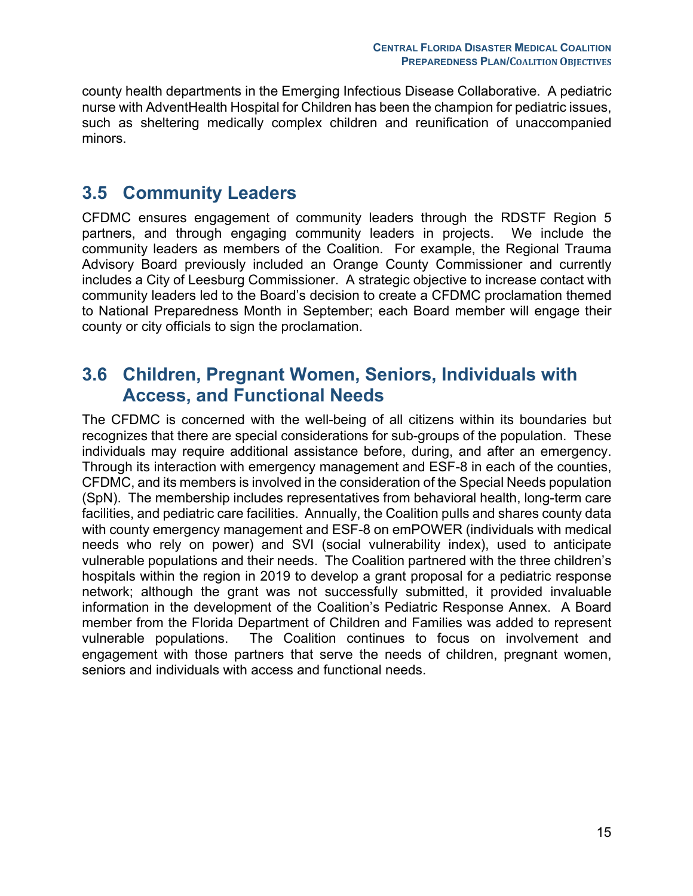county health departments in the Emerging Infectious Disease Collaborative. A pediatric nurse with AdventHealth Hospital for Children has been the champion for pediatric issues, such as sheltering medically complex children and reunification of unaccompanied minors.

## 3.5 Community Leaders

CFDMC ensures engagement of community leaders through the RDSTF Region 5 partners, and through engaging community leaders in projects. We include the community leaders as members of the Coalition. For example, the Regional Trauma Advisory Board previously included an Orange County Commissioner and currently includes a City of Leesburg Commissioner. A strategic objective to increase contact with community leaders led to the Board's decision to create a CFDMC proclamation themed to National Preparedness Month in September; each Board member will engage their county or city officials to sign the proclamation.

## 3.6 Children, Pregnant Women, Seniors, Individuals with Access, and Functional Needs

The CFDMC is concerned with the well-being of all citizens within its boundaries but recognizes that there are special considerations for sub-groups of the population. These individuals may require additional assistance before, during, and after an emergency. Through its interaction with emergency management and ESF-8 in each of the counties, CFDMC, and its members is involved in the consideration of the Special Needs population (SpN). The membership includes representatives from behavioral health, long-term care facilities, and pediatric care facilities. Annually, the Coalition pulls and shares county data with county emergency management and ESF-8 on emPOWER (individuals with medical needs who rely on power) and SVI (social vulnerability index), used to anticipate vulnerable populations and their needs. The Coalition partnered with the three children's hospitals within the region in 2019 to develop a grant proposal for a pediatric response network; although the grant was not successfully submitted, it provided invaluable information in the development of the Coalition's Pediatric Response Annex. A Board member from the Florida Department of Children and Families was added to represent vulnerable populations. The Coalition continues to focus on involvement and engagement with those partners that serve the needs of children, pregnant women, seniors and individuals with access and functional needs.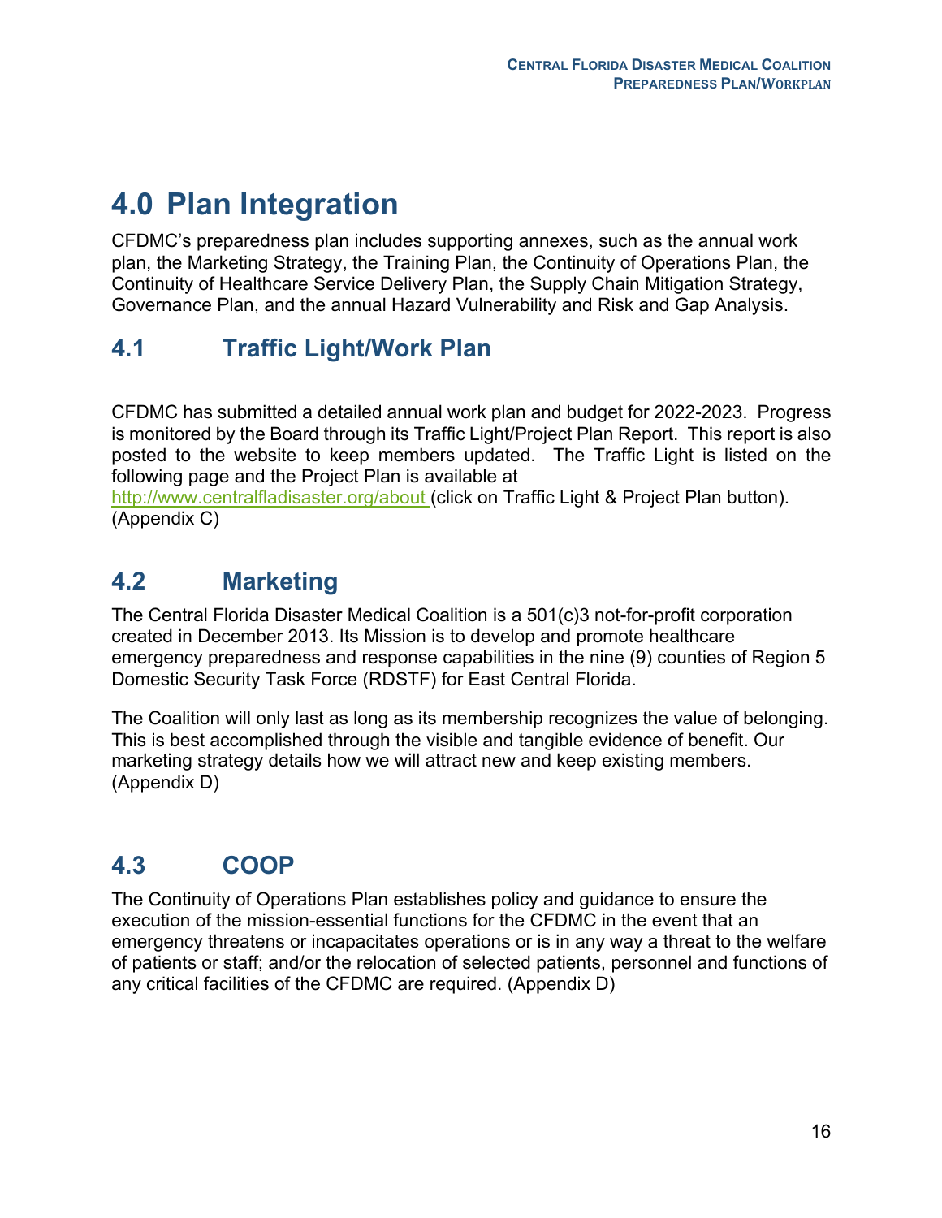# 4.0 Plan Integration

CFDMC's preparedness plan includes supporting annexes, such as the annual work plan, the Marketing Strategy, the Training Plan, the Continuity of Operations Plan, the Continuity of Healthcare Service Delivery Plan, the Supply Chain Mitigation Strategy, Governance Plan, and the annual Hazard Vulnerability and Risk and Gap Analysis.

## 4.1 Traffic Light/Work Plan

CFDMC has submitted a detailed annual work plan and budget for 2022-2023. Progress is monitored by the Board through its Traffic Light/Project Plan Report. This report is also posted to the website to keep members updated. The Traffic Light is listed on the following page and the Project Plan is available at http://www.centralfladisaster.org/about (click on Traffic Light & Project Plan button). (Appendix C)

## 4.2 Marketing

The Central Florida Disaster Medical Coalition is a 501(c)3 not-for-profit corporation created in December 2013. Its Mission is to develop and promote healthcare emergency preparedness and response capabilities in the nine (9) counties of Region 5 Domestic Security Task Force (RDSTF) for East Central Florida.

The Coalition will only last as long as its membership recognizes the value of belonging. This is best accomplished through the visible and tangible evidence of benefit. Our marketing strategy details how we will attract new and keep existing members. (Appendix D)

## 4.3 COOP

The Continuity of Operations Plan establishes policy and guidance to ensure the execution of the mission-essential functions for the CFDMC in the event that an emergency threatens or incapacitates operations or is in any way a threat to the welfare of patients or staff; and/or the relocation of selected patients, personnel and functions of any critical facilities of the CFDMC are required. (Appendix D)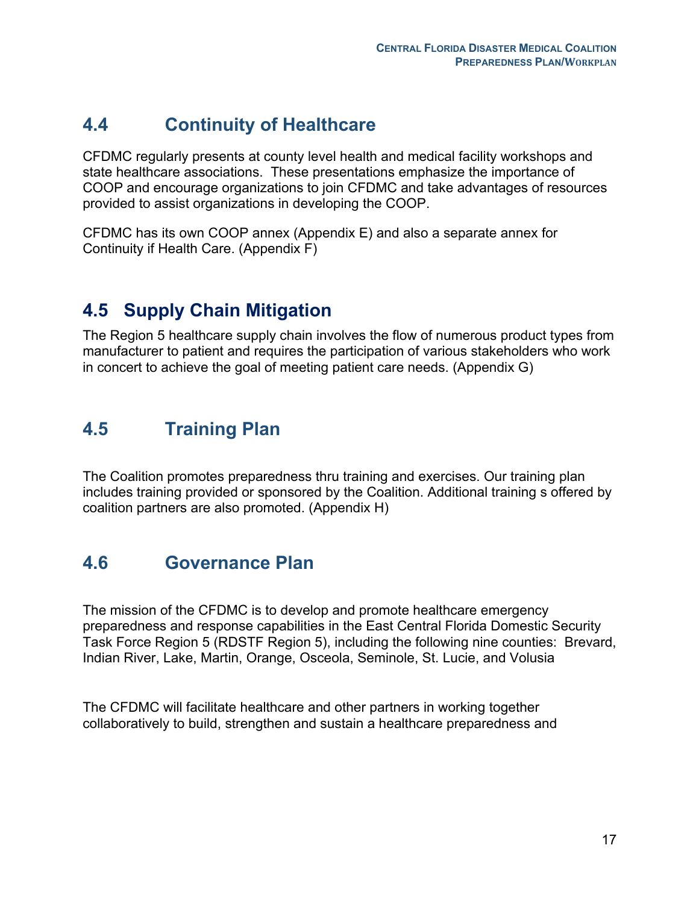## 4.4 Continuity of Healthcare

CFDMC regularly presents at county level health and medical facility workshops and state healthcare associations. These presentations emphasize the importance of COOP and encourage organizations to join CFDMC and take advantages of resources provided to assist organizations in developing the COOP.

CFDMC has its own COOP annex (Appendix E) and also a separate annex for Continuity if Health Care. (Appendix F)

## 4.5 Supply Chain Mitigation

The Region 5 healthcare supply chain involves the flow of numerous product types from manufacturer to patient and requires the participation of various stakeholders who work in concert to achieve the goal of meeting patient care needs. (Appendix G)

## 4.5 Training Plan

The Coalition promotes preparedness thru training and exercises. Our training plan includes training provided or sponsored by the Coalition. Additional training s offered by coalition partners are also promoted. (Appendix H)

## 4.6 Governance Plan

The mission of the CFDMC is to develop and promote healthcare emergency preparedness and response capabilities in the East Central Florida Domestic Security Task Force Region 5 (RDSTF Region 5), including the following nine counties: Brevard, Indian River, Lake, Martin, Orange, Osceola, Seminole, St. Lucie, and Volusia

The CFDMC will facilitate healthcare and other partners in working together collaboratively to build, strengthen and sustain a healthcare preparedness and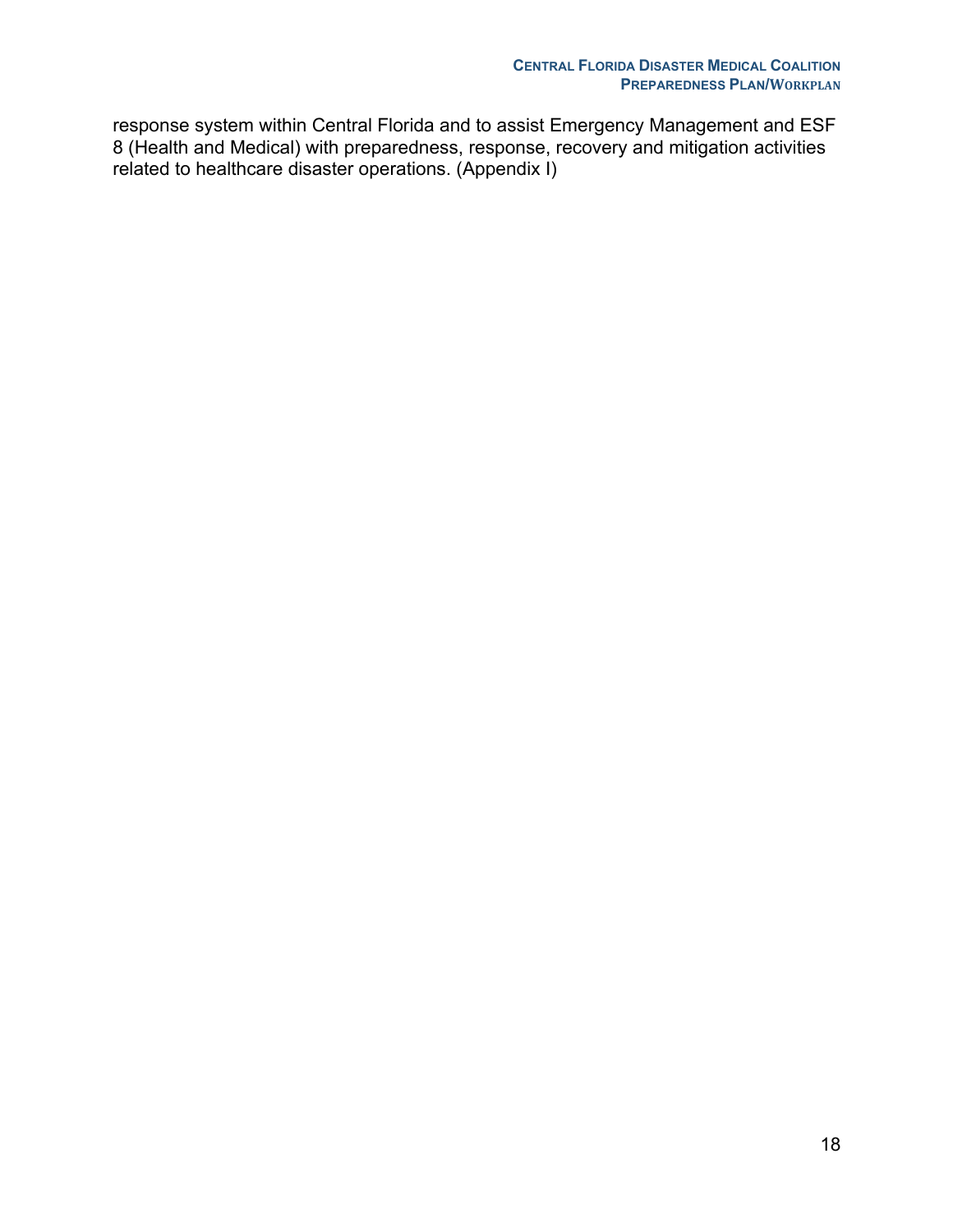response system within Central Florida and to assist Emergency Management and ESF 8 (Health and Medical) with preparedness, response, recovery and mitigation activities related to healthcare disaster operations. (Appendix I)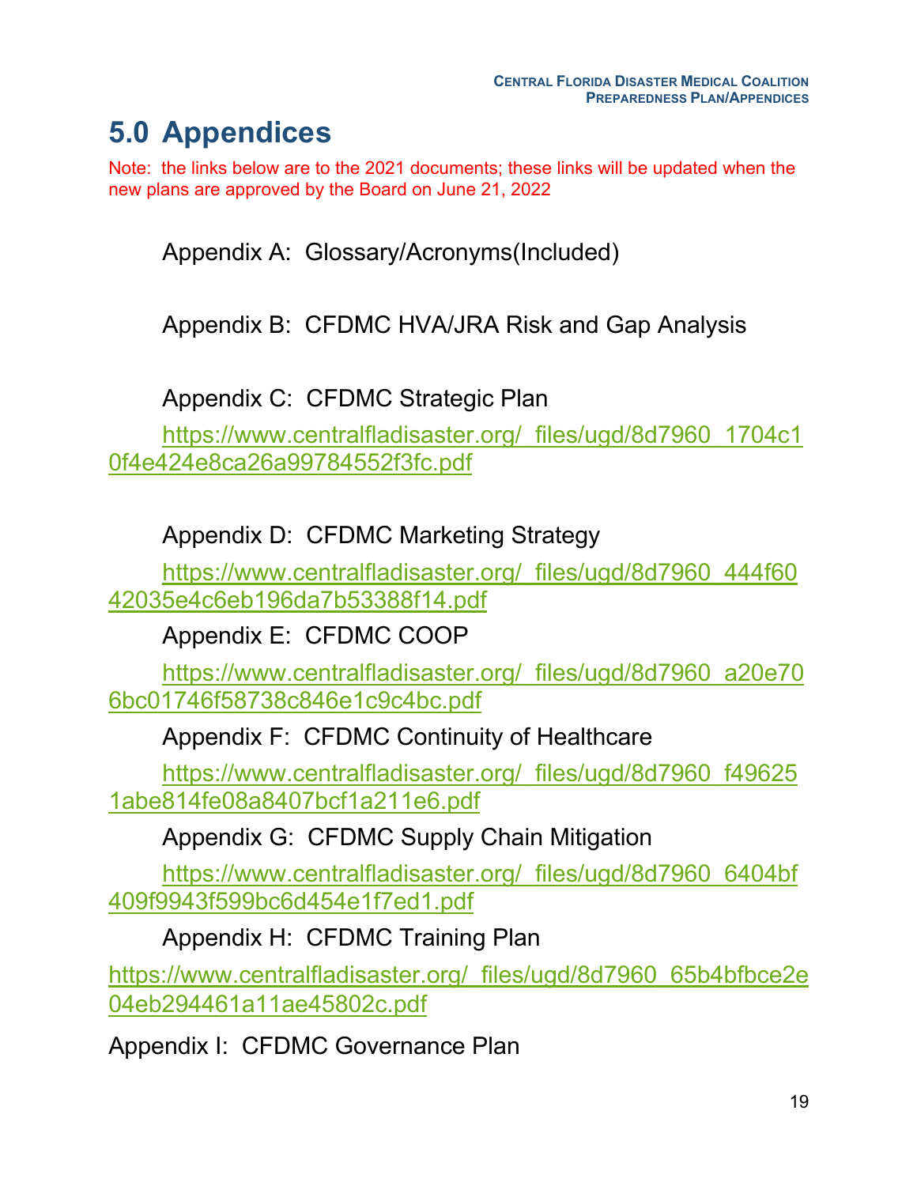# 5.0 Appendices

Note: the links below are to the 2021 documents; these links will be updated when the new plans are approved by the Board on June 21, 2022

Appendix A: Glossary/Acronyms(Included)

Appendix B: CFDMC HVA/JRA Risk and Gap Analysis

Appendix C: CFDMC Strategic Plan

https://www.centralfladisaster.org/_files/ugd/8d7960_1704c10f4e424e8ca26a99784552f3fc.pdf

Appendix D: CFDMC Marketing Strategy

https://www.centralfladisaster.org/_files/ugd/8d7960_444f6042035e4c6eb196da7b53388f14.pdf

Appendix E: CFDMC COOP

https://www.centralfladisaster.org/_files/ugd/8d7960_a20e706bc01746f58738c846e1c9c4bc.pdf

Appendix F: CFDMC Continuity of Healthcare

https://www.centralfladisaster.org/_files/ugd/8d7960_f496251abe814fe08a8407bcf1a211e6.pdf

Appendix G: CFDMC Supply Chain Mitigation

https://www.centralfladisaster.org/_files/ugd/8d7960_6404bf409f9943f599bc6d454e1f7ed1.pdf

Appendix H: CFDMC Training Plan

https://www.centralfladisaster.org/_files/ugd/8d7960_65b4bfbce2e04eb294461a11ae45802c.pdf

Appendix I: CFDMC Governance Plan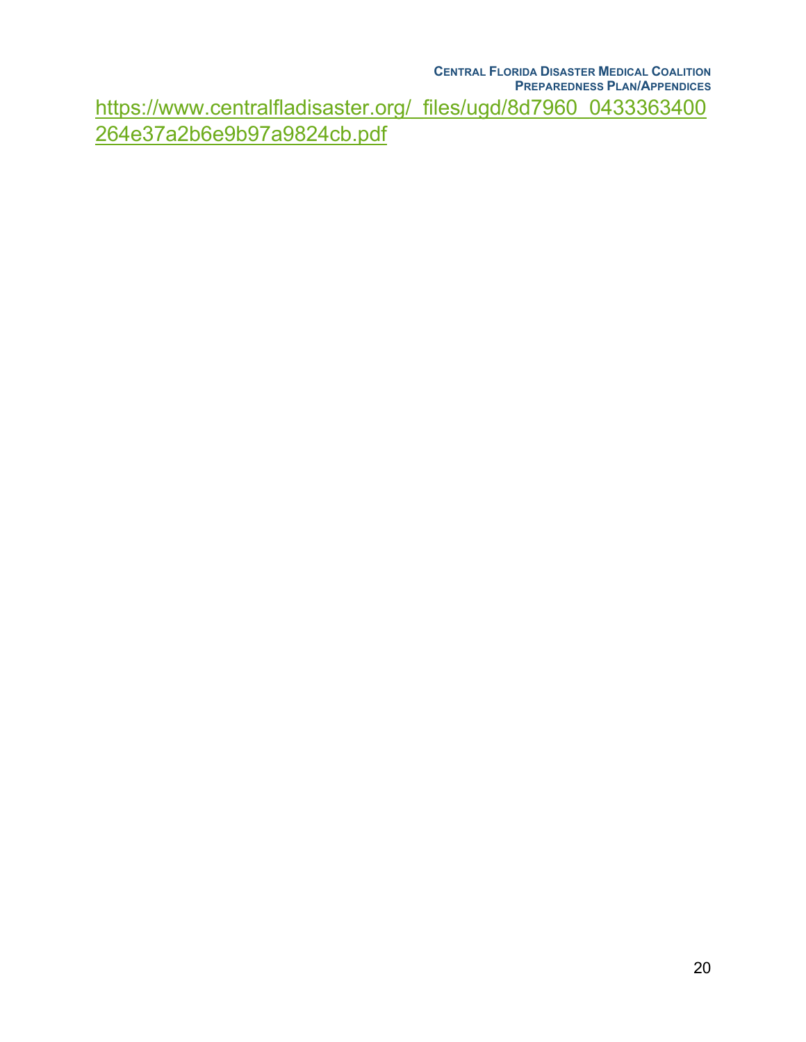https://www.centralfladisaster.org/_files/ugd/8d7960_0433363400264e37a2b6e9b97a9824cb.pdf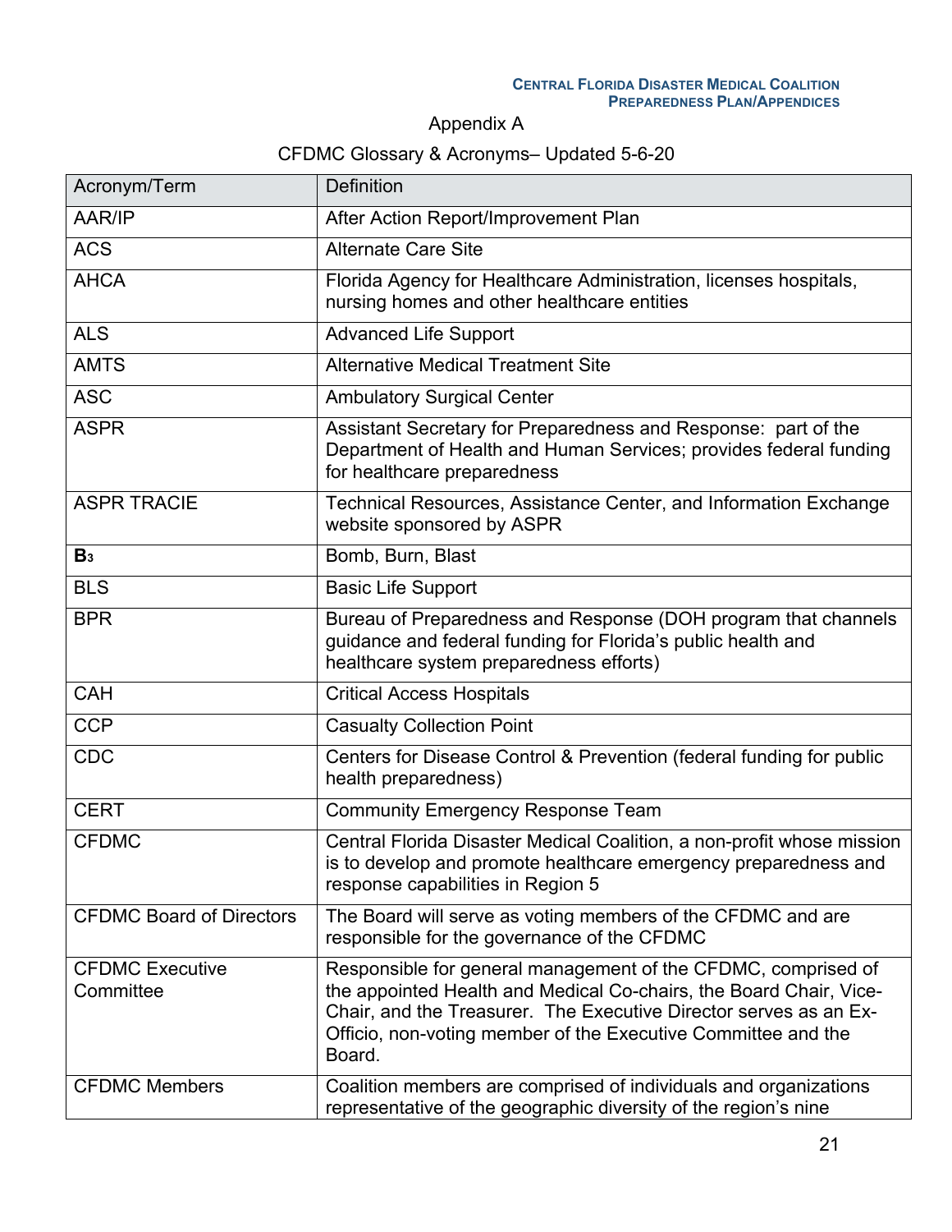Appendix A

CFDMC Glossary & Acronyms– Updated 5-6-20

| Acronym/Term | Definition |
| --- | --- |
| AAR/IP | After Action Report/Improvement Plan |
| ACS | Alternate Care Site |
| AHCA | Florida Agency for Healthcare Administration, licenses hospitals, nursing homes and other healthcare entities |
| ALS | Advanced Life Support |
| AMTS | Alternative Medical Treatment Site |
| ASC | Ambulatory Surgical Center |
| ASPR | Assistant Secretary for Preparedness and Response: part of the Department of Health and Human Services; provides federal funding for healthcare preparedness |
| ASPR TRACIE | Technical Resources, Assistance Center, and Information Exchange website sponsored by ASPR |
| **$B_3$** | Bomb, Burn, Blast |
| BLS | Basic Life Support |
| BPR | Bureau of Preparedness and Response (DOH program that channels guidance and federal funding for Florida's public health and healthcare system preparedness efforts) |
| CAH | Critical Access Hospitals |
| CCP | Casualty Collection Point |
| CDC | Centers for Disease Control & Prevention (federal funding for public health preparedness) |
| CERT | Community Emergency Response Team |
| CFDMC | Central Florida Disaster Medical Coalition, a non-profit whose mission is to develop and promote healthcare emergency preparedness and response capabilities in Region 5 |
| CFDMC Board of Directors | The Board will serve as voting members of the CFDMC and are responsible for the governance of the CFDMC |
| CFDMC Executive Committee | Responsible for general management of the CFDMC, comprised of the appointed Health and Medical Co-chairs, the Board Chair, Vice-Chair, and the Treasurer. The Executive Director serves as an Ex-Officio, non-voting member of the Executive Committee and the Board. |
| CFDMC Members | Coalition members are comprised of individuals and organizations representative of the geographic diversity of the region's nine |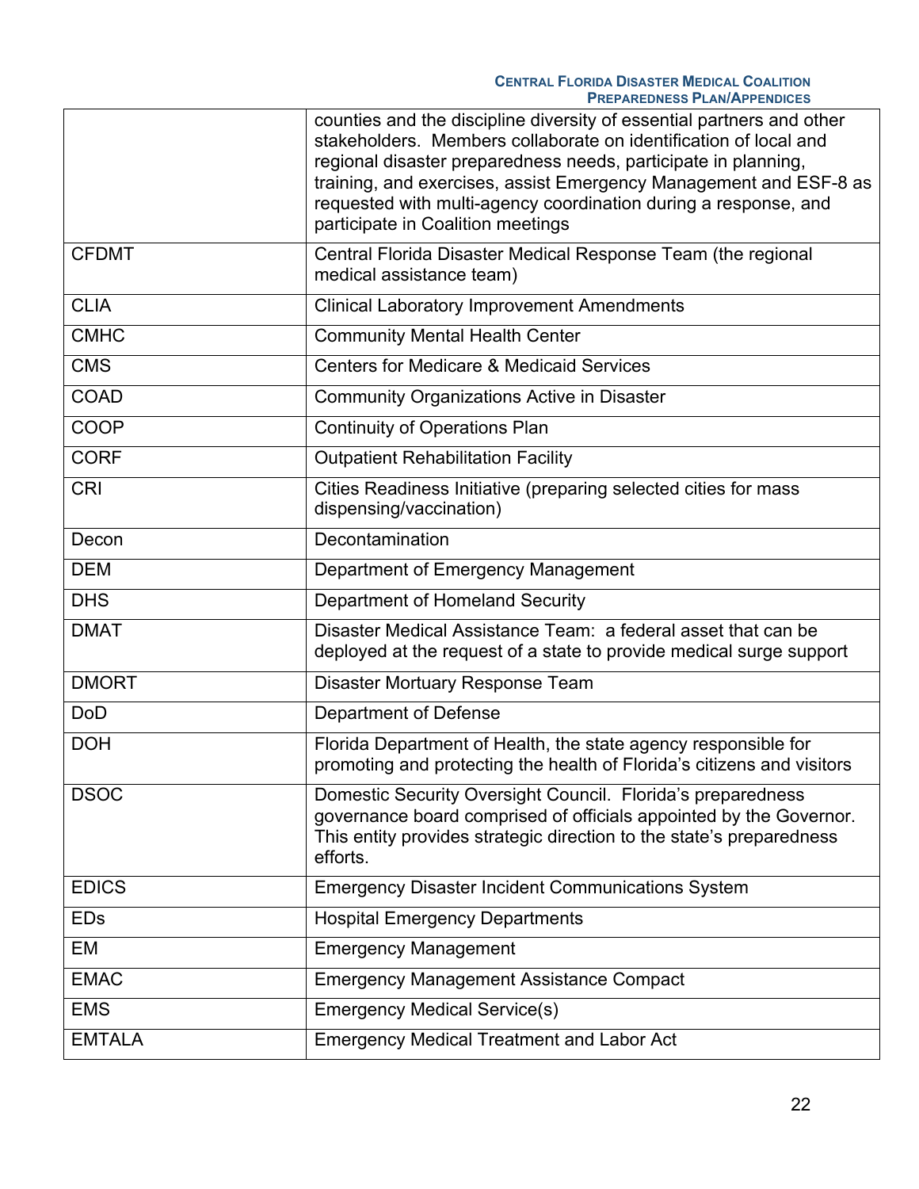| | |
|---|---|
| | counties and the discipline diversity of essential partners and other stakeholders. Members collaborate on identification of local and regional disaster preparedness needs, participate in planning, training, and exercises, assist Emergency Management and ESF-8 as requested with multi-agency coordination during a response, and participate in Coalition meetings |
| CFDMT | Central Florida Disaster Medical Response Team (the regional medical assistance team) |
| CLIA | Clinical Laboratory Improvement Amendments |
| CMHC | Community Mental Health Center |
| CMS | Centers for Medicare & Medicaid Services |
| COAD | Community Organizations Active in Disaster |
| COOP | Continuity of Operations Plan |
| CORF | Outpatient Rehabilitation Facility |
| CRI | Cities Readiness Initiative (preparing selected cities for mass dispensing/vaccination) |
| Decon | Decontamination |
| DEM | Department of Emergency Management |
| DHS | Department of Homeland Security |
| DMAT | Disaster Medical Assistance Team: a federal asset that can be deployed at the request of a state to provide medical surge support |
| DMORT | Disaster Mortuary Response Team |
| DoD | Department of Defense |
| DOH | Florida Department of Health, the state agency responsible for promoting and protecting the health of Florida's citizens and visitors |
| DSOC | Domestic Security Oversight Council. Florida's preparedness governance board comprised of officials appointed by the Governor. This entity provides strategic direction to the state's preparedness efforts. |
| EDICS | Emergency Disaster Incident Communications System |
| EDs | Hospital Emergency Departments |
| EM | Emergency Management |
| EMAC | Emergency Management Assistance Compact |
| EMS | Emergency Medical Service(s) |
| EMTALA | Emergency Medical Treatment and Labor Act |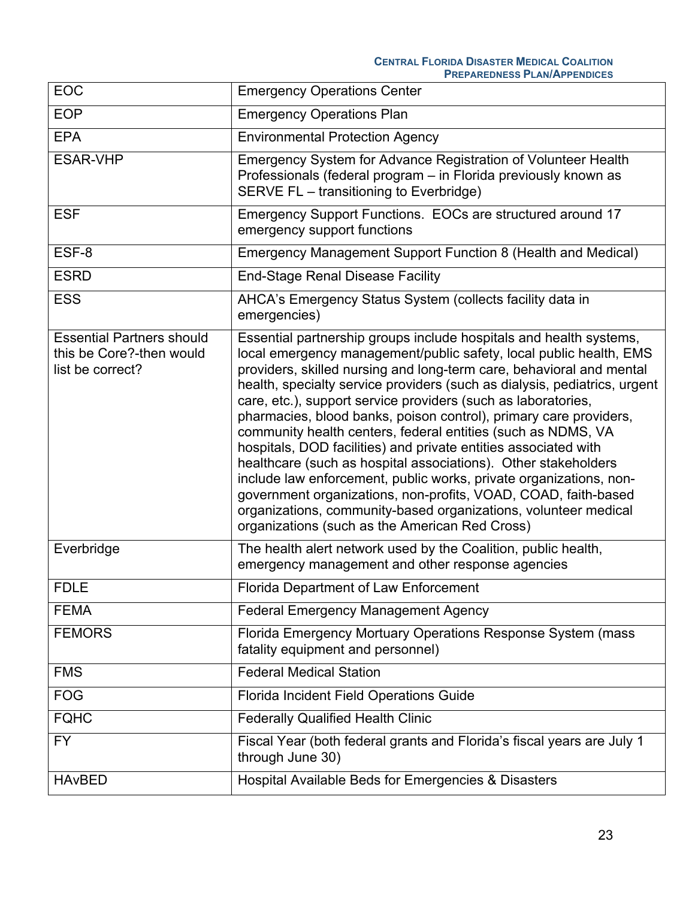| | |
|---|---|
| EOC | Emergency Operations Center |
| EOP | Emergency Operations Plan |
| EPA | Environmental Protection Agency |
| ESAR-VHP | Emergency System for Advance Registration of Volunteer Health Professionals (federal program – in Florida previously known as SERVE FL – transitioning to Everbridge) |
| ESF | Emergency Support Functions. EOCs are structured around 17 emergency support functions |
| ESF-8 | Emergency Management Support Function 8 (Health and Medical) |
| ESRD | End-Stage Renal Disease Facility |
| ESS | AHCA's Emergency Status System (collects facility data in emergencies) |
| Essential Partners should this be Core?-then would list be correct? | Essential partnership groups include hospitals and health systems, local emergency management/public safety, local public health, EMS providers, skilled nursing and long-term care, behavioral and mental health, specialty service providers (such as dialysis, pediatrics, urgent care, etc.), support service providers (such as laboratories, pharmacies, blood banks, poison control), primary care providers, community health centers, federal entities (such as NDMS, VA hospitals, DOD facilities) and private entities associated with healthcare (such as hospital associations). Other stakeholders include law enforcement, public works, private organizations, non-government organizations, non-profits, VOAD, COAD, faith-based organizations, community-based organizations, volunteer medical organizations (such as the American Red Cross) |
| Everbridge | The health alert network used by the Coalition, public health, emergency management and other response agencies |
| FDLE | Florida Department of Law Enforcement |
| FEMA | Federal Emergency Management Agency |
| FEMORS | Florida Emergency Mortuary Operations Response System (mass fatality equipment and personnel) |
| FMS | Federal Medical Station |
| FOG | Florida Incident Field Operations Guide |
| FQHC | Federally Qualified Health Clinic |
| FY | Fiscal Year (both federal grants and Florida's fiscal years are July 1 through June 30) |
| HAvBED | Hospital Available Beds for Emergencies & Disasters |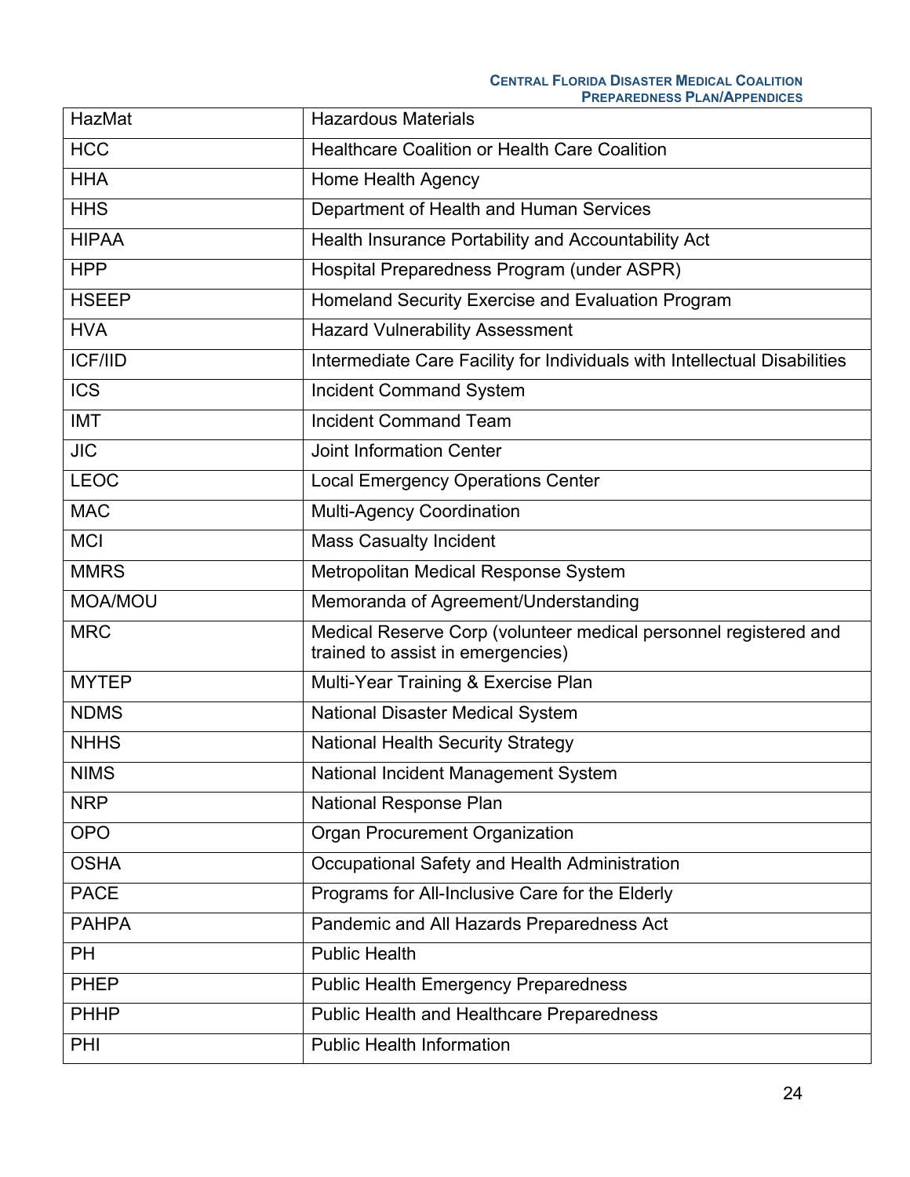| HazMat | Hazardous Materials |
|---|---|
| HCC | Healthcare Coalition or Health Care Coalition |
| HHA | Home Health Agency |
| HHS | Department of Health and Human Services |
| HIPAA | Health Insurance Portability and Accountability Act |
| HPP | Hospital Preparedness Program (under ASPR) |
| HSEEP | Homeland Security Exercise and Evaluation Program |
| HVA | Hazard Vulnerability Assessment |
| ICF/IID | Intermediate Care Facility for Individuals with Intellectual Disabilities |
| ICS | Incident Command System |
| IMT | Incident Command Team |
| JIC | Joint Information Center |
| LEOC | Local Emergency Operations Center |
| MAC | Multi-Agency Coordination |
| MCI | Mass Casualty Incident |
| MMRS | Metropolitan Medical Response System |
| MOA/MOU | Memoranda of Agreement/Understanding |
| MRC | Medical Reserve Corp (volunteer medical personnel registered and trained to assist in emergencies) |
| MYTEP | Multi-Year Training & Exercise Plan |
| NDMS | National Disaster Medical System |
| NHHS | National Health Security Strategy |
| NIMS | National Incident Management System |
| NRP | National Response Plan |
| OPO | Organ Procurement Organization |
| OSHA | Occupational Safety and Health Administration |
| PACE | Programs for All-Inclusive Care for the Elderly |
| PAHPA | Pandemic and All Hazards Preparedness Act |
| PH | Public Health |
| PHEP | Public Health Emergency Preparedness |
| PHHP | Public Health and Healthcare Preparedness |
| PHI | Public Health Information |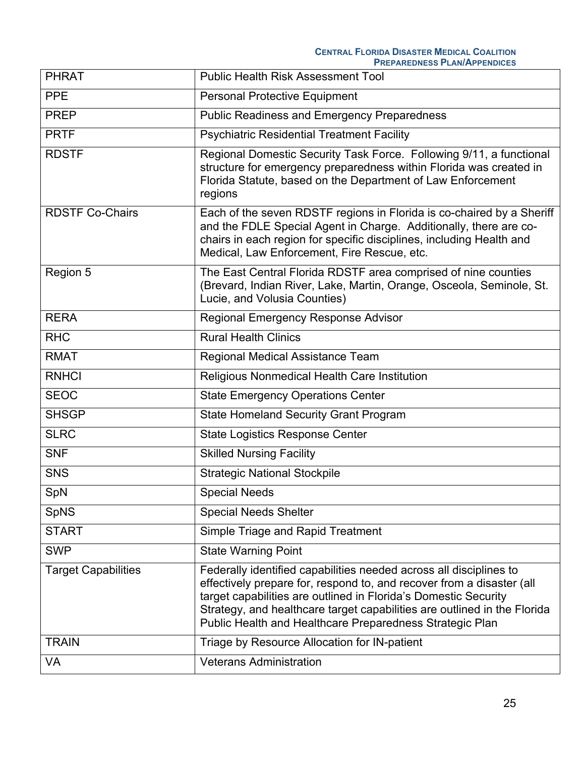| PHRAT | Public Health Risk Assessment Tool |
|---|---|
| PPE | Personal Protective Equipment |
| PREP | Public Readiness and Emergency Preparedness |
| PRTF | Psychiatric Residential Treatment Facility |
| RDSTF | Regional Domestic Security Task Force. Following 9/11, a functional structure for emergency preparedness within Florida was created in Florida Statute, based on the Department of Law Enforcement regions |
| RDSTF Co-Chairs | Each of the seven RDSTF regions in Florida is co-chaired by a Sheriff and the FDLE Special Agent in Charge. Additionally, there are co-chairs in each region for specific disciplines, including Health and Medical, Law Enforcement, Fire Rescue, etc. |
| Region 5 | The East Central Florida RDSTF area comprised of nine counties (Brevard, Indian River, Lake, Martin, Orange, Osceola, Seminole, St. Lucie, and Volusia Counties) |
| RERA | Regional Emergency Response Advisor |
| RHC | Rural Health Clinics |
| RMAT | Regional Medical Assistance Team |
| RNHCI | Religious Nonmedical Health Care Institution |
| SEOC | State Emergency Operations Center |
| SHSGP | State Homeland Security Grant Program |
| SLRC | State Logistics Response Center |
| SNF | Skilled Nursing Facility |
| SNS | Strategic National Stockpile |
| SpN | Special Needs |
| SpNS | Special Needs Shelter |
| START | Simple Triage and Rapid Treatment |
| SWP | State Warning Point |
| Target Capabilities | Federally identified capabilities needed across all disciplines to effectively prepare for, respond to, and recover from a disaster (all target capabilities are outlined in Florida's Domestic Security Strategy, and healthcare target capabilities are outlined in the Florida Public Health and Healthcare Preparedness Strategic Plan |
| TRAIN | Triage by Resource Allocation for IN-patient |
| VA | Veterans Administration |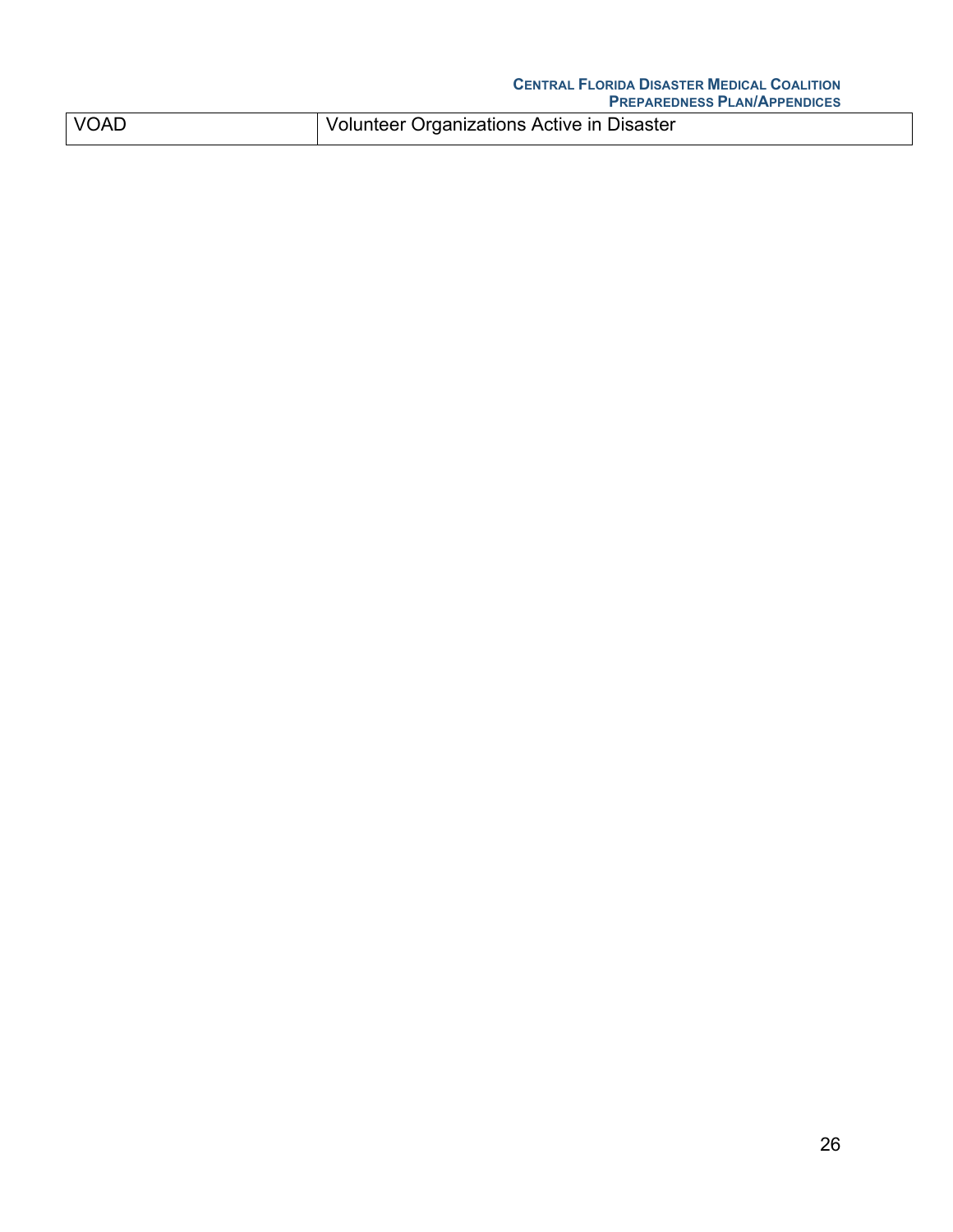| | |
|---|---|
| VOAD | Volunteer Organizations Active in Disaster |